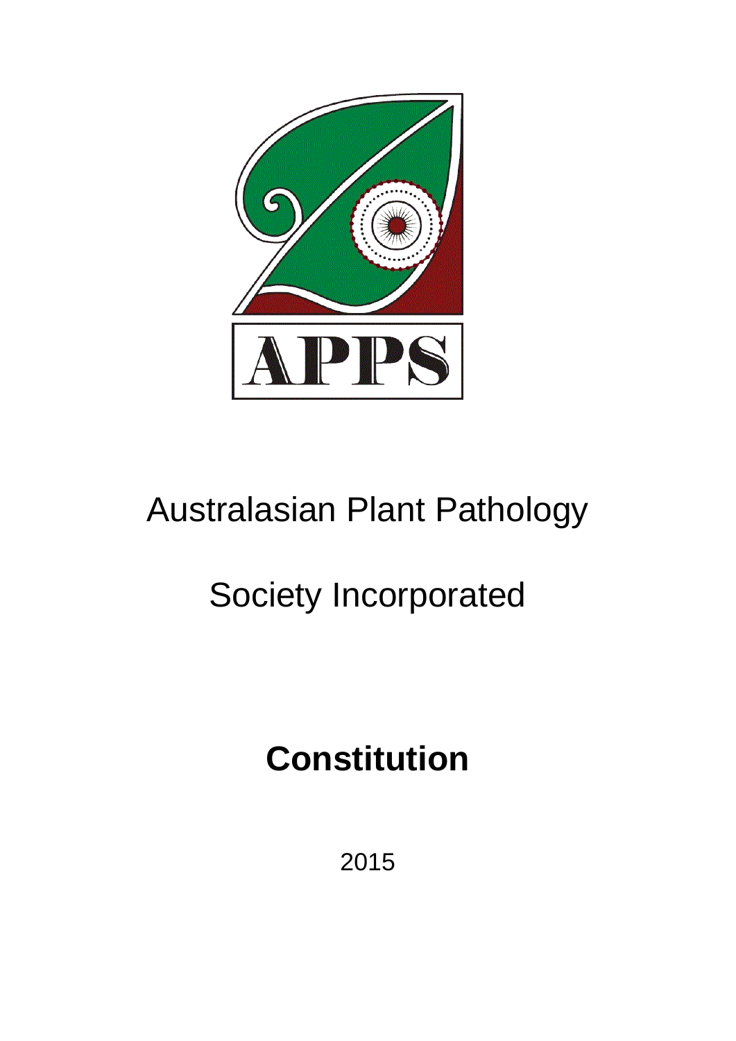APPS

# Australasian Plant Pathology Society Incorporated

# Constitution

2015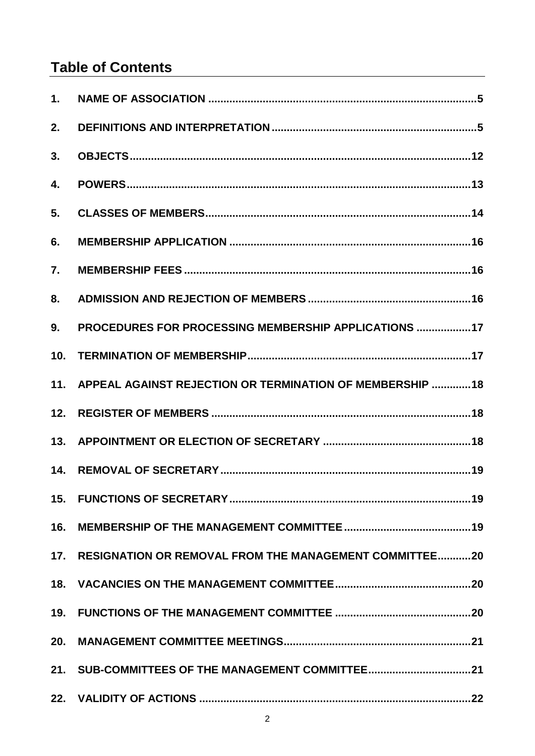## Table of Contents

| | | |
|---|---|---|
| 1. | NAME OF ASSOCIATION | 5 |
| 2. | DEFINITIONS AND INTERPRETATION | 5 |
| 3. | OBJECTS | 12 |
| 4. | POWERS | 13 |
| 5. | CLASSES OF MEMBERS | 14 |
| 6. | MEMBERSHIP APPLICATION | 16 |
| 7. | MEMBERSHIP FEES | 16 |
| 8. | ADMISSION AND REJECTION OF MEMBERS | 16 |
| 9. | PROCEDURES FOR PROCESSING MEMBERSHIP APPLICATIONS | 17 |
| 10. | TERMINATION OF MEMBERSHIP | 17 |
| 11. | APPEAL AGAINST REJECTION OR TERMINATION OF MEMBERSHIP | 18 |
| 12. | REGISTER OF MEMBERS | 18 |
| 13. | APPOINTMENT OR ELECTION OF SECRETARY | 18 |
| 14. | REMOVAL OF SECRETARY | 19 |
| 15. | FUNCTIONS OF SECRETARY | 19 |
| 16. | MEMBERSHIP OF THE MANAGEMENT COMMITTEE | 19 |
| 17. | RESIGNATION OR REMOVAL FROM THE MANAGEMENT COMMITTEE | 20 |
| 18. | VACANCIES ON THE MANAGEMENT COMMITTEE | 20 |
| 19. | FUNCTIONS OF THE MANAGEMENT COMMITTEE | 20 |
| 20. | MANAGEMENT COMMITTEE MEETINGS | 21 |
| 21. | SUB-COMMITTEES OF THE MANAGEMENT COMMITTEE | 21 |
| 22. | VALIDITY OF ACTIONS | 22 |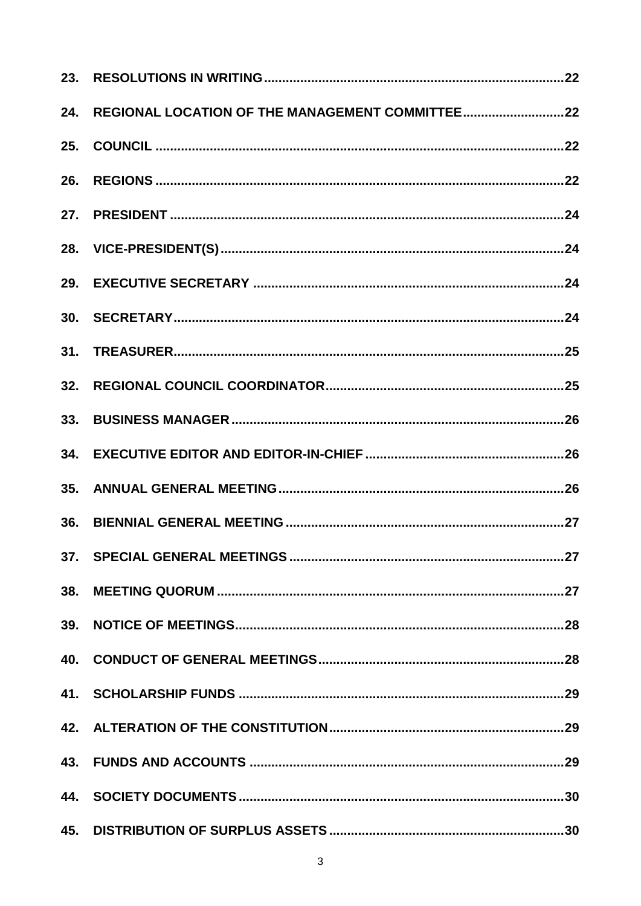23. **RESOLUTIONS IN WRITING** .......... 22

24. **REGIONAL LOCATION OF THE MANAGEMENT COMMITTEE** .......... 22

25. **COUNCIL** .......... 22

26. **REGIONS** .......... 22

27. **PRESIDENT** .......... 24

28. **VICE-PRESIDENT(S)** .......... 24

29. **EXECUTIVE SECRETARY** .......... 24

30. **SECRETARY** .......... 24

31. **TREASURER** .......... 25

32. **REGIONAL COUNCIL COORDINATOR** .......... 25

33. **BUSINESS MANAGER** .......... 26

34. **EXECUTIVE EDITOR AND EDITOR-IN-CHIEF** .......... 26

35. **ANNUAL GENERAL MEETING** .......... 26

36. **BIENNIAL GENERAL MEETING** .......... 27

37. **SPECIAL GENERAL MEETINGS** .......... 27

38. **MEETING QUORUM** .......... 27

39. **NOTICE OF MEETINGS** .......... 28

40. **CONDUCT OF GENERAL MEETINGS** .......... 28

41. **SCHOLARSHIP FUNDS** .......... 29

42. **ALTERATION OF THE CONSTITUTION** .......... 29

43. **FUNDS AND ACCOUNTS** .......... 29

44. **SOCIETY DOCUMENTS** .......... 30

45. **DISTRIBUTION OF SURPLUS ASSETS** .......... 30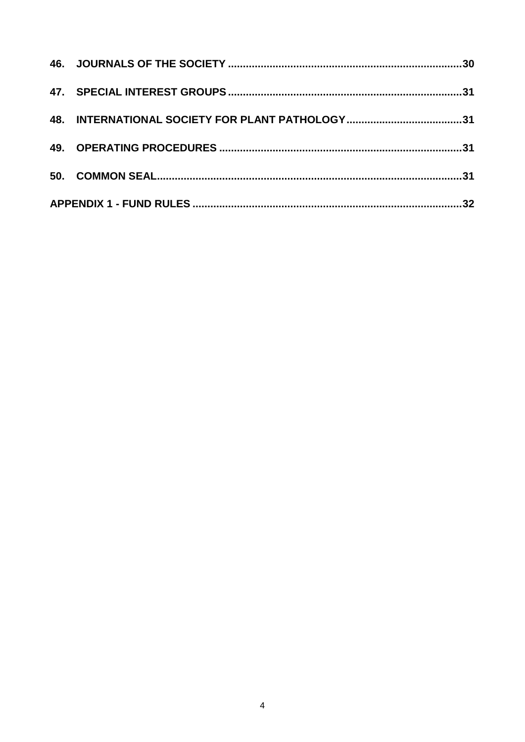**46. JOURNALS OF THE SOCIETY .............................................................................30**

**47. SPECIAL INTEREST GROUPS .............................................................................31**

**48. INTERNATIONAL SOCIETY FOR PLANT PATHOLOGY .......................................31**

**49. OPERATING PROCEDURES .................................................................................31**

**50. COMMON SEAL .......................................................................................................31**

**APPENDIX 1 - FUND RULES ...........................................................................................32**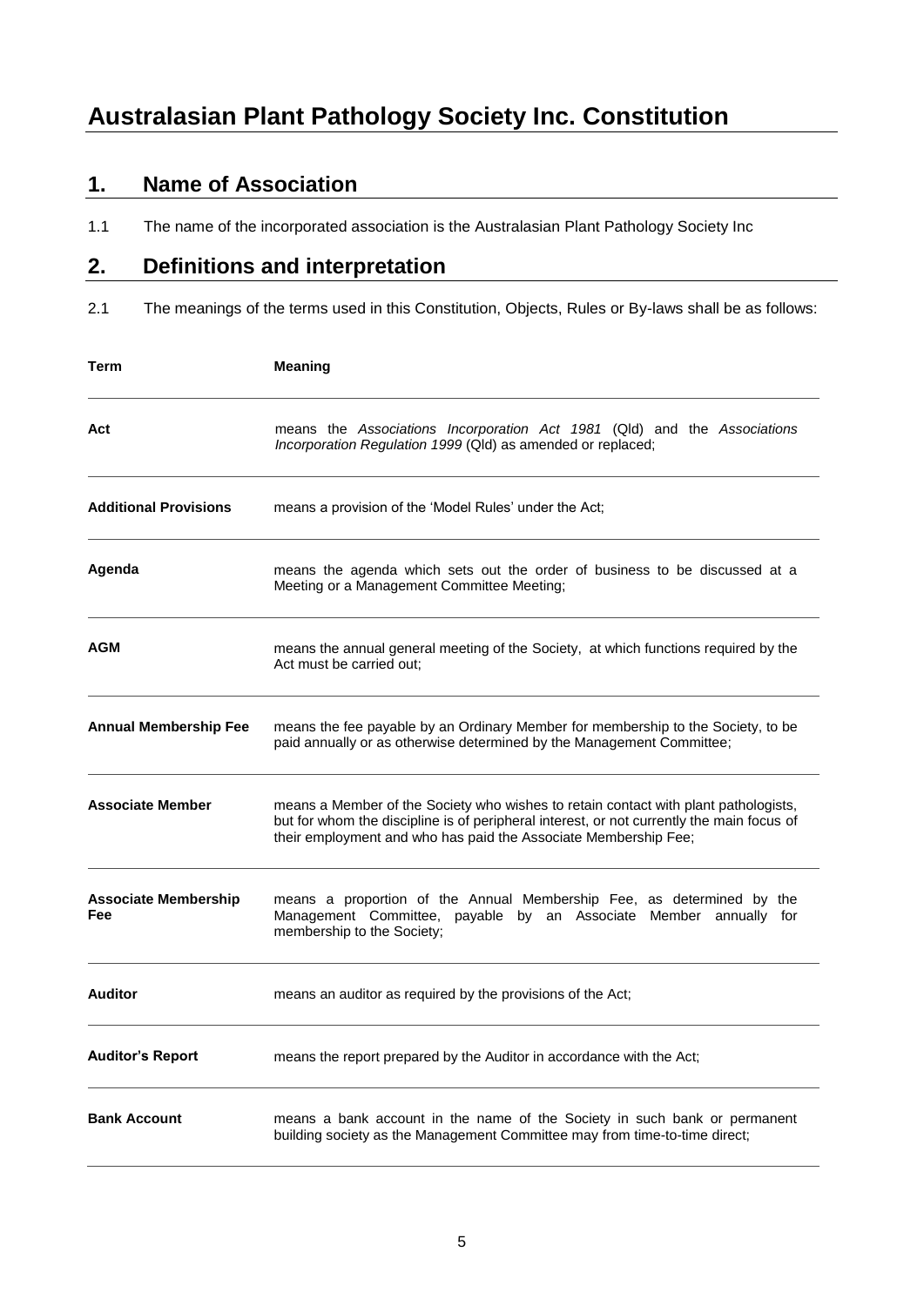# Australasian Plant Pathology Society Inc. Constitution

## 1. Name of Association

1.1 The name of the incorporated association is the Australasian Plant Pathology Society Inc

## 2. Definitions and interpretation

2.1 The meanings of the terms used in this Constitution, Objects, Rules or By-laws shall be as follows:

| Term | Meaning |
| --- | --- |
| **Act** | means the *Associations Incorporation Act 1981* (Qld) and the *Associations Incorporation Regulation 1999* (Qld) as amended or replaced; |
| **Additional Provisions** | means a provision of the 'Model Rules' under the Act; |
| **Agenda** | means the agenda which sets out the order of business to be discussed at a Meeting or a Management Committee Meeting; |
| **AGM** | means the annual general meeting of the Society, at which functions required by the Act must be carried out; |
| **Annual Membership Fee** | means the fee payable by an Ordinary Member for membership to the Society, to be paid annually or as otherwise determined by the Management Committee; |
| **Associate Member** | means a Member of the Society who wishes to retain contact with plant pathologists, but for whom the discipline is of peripheral interest, or not currently the main focus of their employment and who has paid the Associate Membership Fee; |
| **Associate Membership Fee** | means a proportion of the Annual Membership Fee, as determined by the Management Committee, payable by an Associate Member annually for membership to the Society; |
| **Auditor** | means an auditor as required by the provisions of the Act; |
| **Auditor's Report** | means the report prepared by the Auditor in accordance with the Act; |
| **Bank Account** | means a bank account in the name of the Society in such bank or permanent building society as the Management Committee may from time-to-time direct; |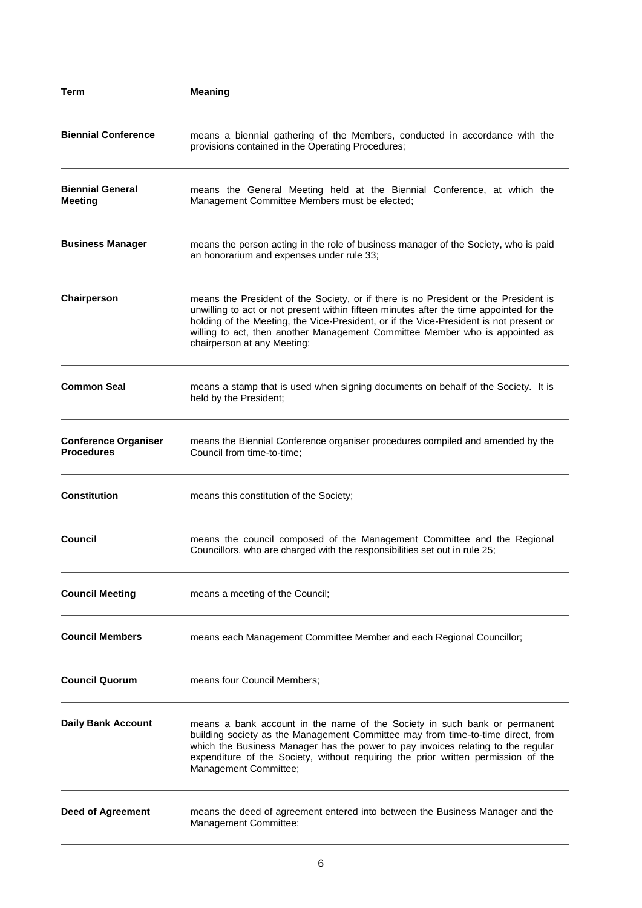| Term | Meaning |
|---|---|
| **Biennial Conference** | means a biennial gathering of the Members, conducted in accordance with the provisions contained in the Operating Procedures; |
| **Biennial General Meeting** | means the General Meeting held at the Biennial Conference, at which the Management Committee Members must be elected; |
| **Business Manager** | means the person acting in the role of business manager of the Society, who is paid an honorarium and expenses under rule 33; |
| **Chairperson** | means the President of the Society, or if there is no President or the President is unwilling to act or not present within fifteen minutes after the time appointed for the holding of the Meeting, the Vice-President, or if the Vice-President is not present or willing to act, then another Management Committee Member who is appointed as chairperson at any Meeting; |
| **Common Seal** | means a stamp that is used when signing documents on behalf of the Society. It is held by the President; |
| **Conference Organiser Procedures** | means the Biennial Conference organiser procedures compiled and amended by the Council from time-to-time; |
| **Constitution** | means this constitution of the Society; |
| **Council** | means the council composed of the Management Committee and the Regional Councillors, who are charged with the responsibilities set out in rule 25; |
| **Council Meeting** | means a meeting of the Council; |
| **Council Members** | means each Management Committee Member and each Regional Councillor; |
| **Council Quorum** | means four Council Members; |
| **Daily Bank Account** | means a bank account in the name of the Society in such bank or permanent building society as the Management Committee may from time-to-time direct, from which the Business Manager has the power to pay invoices relating to the regular expenditure of the Society, without requiring the prior written permission of the Management Committee; |
| **Deed of Agreement** | means the deed of agreement entered into between the Business Manager and the Management Committee; |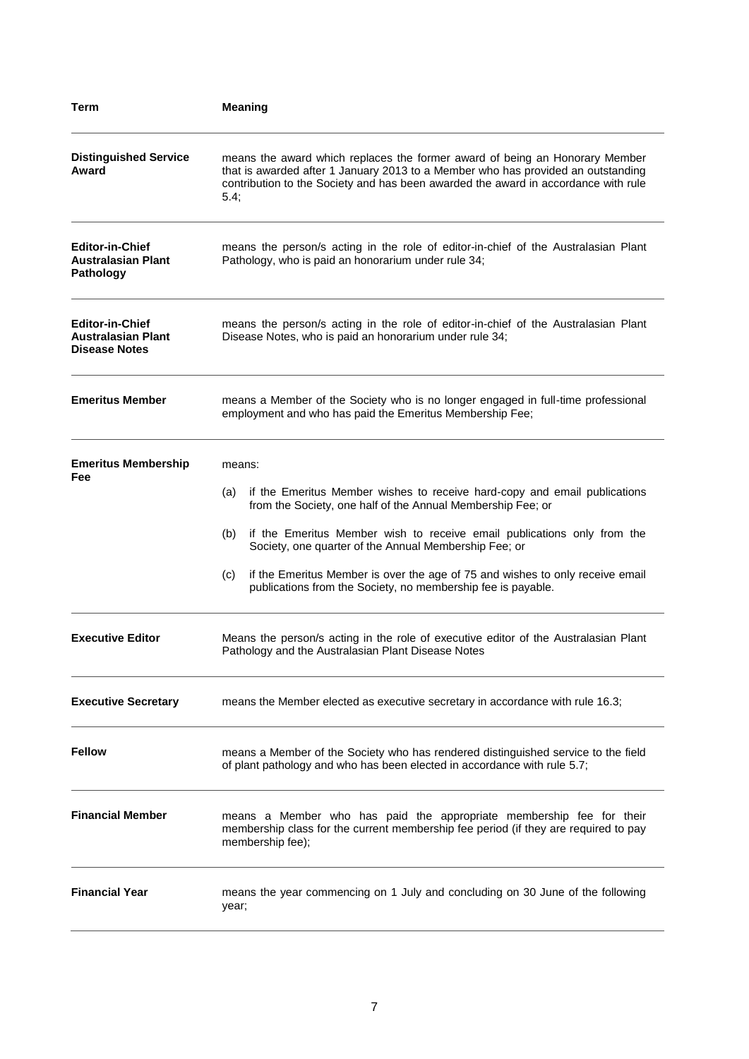| Term | Meaning |
| --- | --- |
| **Distinguished Service Award** | means the award which replaces the former award of being an Honorary Member that is awarded after 1 January 2013 to a Member who has provided an outstanding contribution to the Society and has been awarded the award in accordance with rule 5.4; |
| **Editor-in-Chief Australasian Plant Pathology** | means the person/s acting in the role of editor-in-chief of the Australasian Plant Pathology, who is paid an honorarium under rule 34; |
| **Editor-in-Chief Australasian Plant Disease Notes** | means the person/s acting in the role of editor-in-chief of the Australasian Plant Disease Notes, who is paid an honorarium under rule 34; |
| **Emeritus Member** | means a Member of the Society who is no longer engaged in full-time professional employment and who has paid the Emeritus Membership Fee; |
| **Emeritus Membership Fee** | means:<br>(a) if the Emeritus Member wishes to receive hard-copy and email publications from the Society, one half of the Annual Membership Fee; or<br>(b) if the Emeritus Member wish to receive email publications only from the Society, one quarter of the Annual Membership Fee; or<br>(c) if the Emeritus Member is over the age of 75 and wishes to only receive email publications from the Society, no membership fee is payable. |
| **Executive Editor** | Means the person/s acting in the role of executive editor of the Australasian Plant Pathology and the Australasian Plant Disease Notes |
| **Executive Secretary** | means the Member elected as executive secretary in accordance with rule 16.3; |
| **Fellow** | means a Member of the Society who has rendered distinguished service to the field of plant pathology and who has been elected in accordance with rule 5.7; |
| **Financial Member** | means a Member who has paid the appropriate membership fee for their membership class for the current membership fee period (if they are required to pay membership fee); |
| **Financial Year** | means the year commencing on 1 July and concluding on 30 June of the following year; |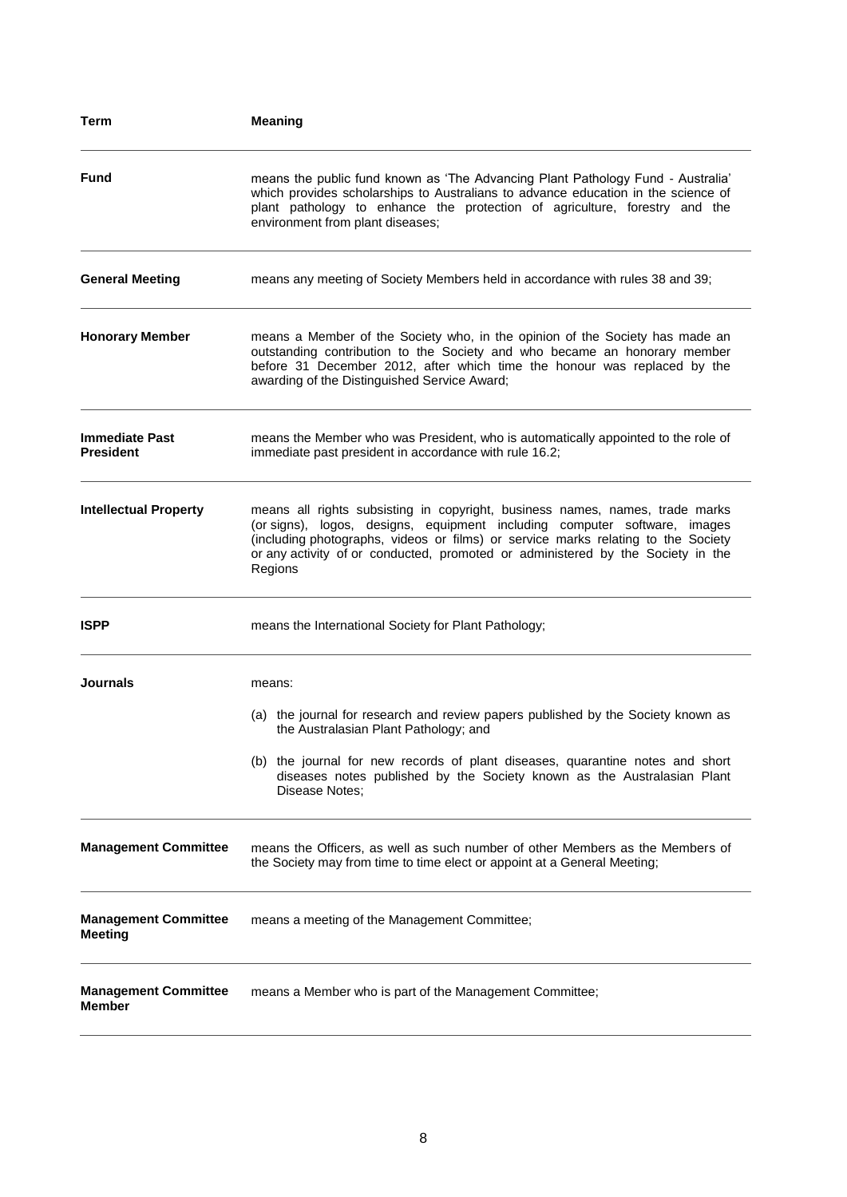| Term | Meaning |
|---|---|
| **Fund** | means the public fund known as 'The Advancing Plant Pathology Fund - Australia' which provides scholarships to Australians to advance education in the science of plant pathology to enhance the protection of agriculture, forestry and the environment from plant diseases; |
| **General Meeting** | means any meeting of Society Members held in accordance with rules 38 and 39; |
| **Honorary Member** | means a Member of the Society who, in the opinion of the Society has made an outstanding contribution to the Society and who became an honorary member before 31 December 2012, after which time the honour was replaced by the awarding of the Distinguished Service Award; |
| **Immediate Past President** | means the Member who was President, who is automatically appointed to the role of immediate past president in accordance with rule 16.2; |
| **Intellectual Property** | means all rights subsisting in copyright, business names, names, trade marks (or signs), logos, designs, equipment including computer software, images (including photographs, videos or films) or service marks relating to the Society or any activity of or conducted, promoted or administered by the Society in the Regions |
| **ISPP** | means the International Society for Plant Pathology; |
| **Journals** | means:<br>(a) the journal for research and review papers published by the Society known as the Australasian Plant Pathology; and<br>(b) the journal for new records of plant diseases, quarantine notes and short diseases notes published by the Society known as the Australasian Plant Disease Notes; |
| **Management Committee** | means the Officers, as well as such number of other Members as the Members of the Society may from time to time elect or appoint at a General Meeting; |
| **Management Committee Meeting** | means a meeting of the Management Committee; |
| **Management Committee Member** | means a Member who is part of the Management Committee; |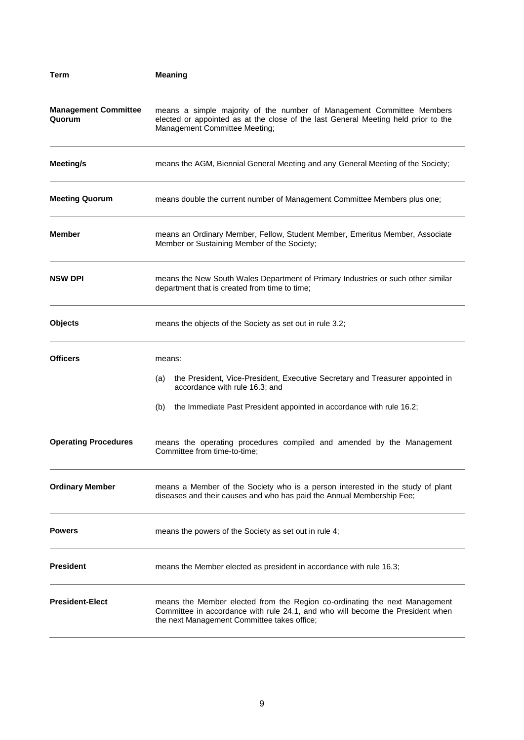| Term | Meaning |
|---|---|
| **Management Committee Quorum** | means a simple majority of the number of Management Committee Members elected or appointed as at the close of the last General Meeting held prior to the Management Committee Meeting; |
| **Meeting/s** | means the AGM, Biennial General Meeting and any General Meeting of the Society; |
| **Meeting Quorum** | means double the current number of Management Committee Members plus one; |
| **Member** | means an Ordinary Member, Fellow, Student Member, Emeritus Member, Associate Member or Sustaining Member of the Society; |
| **NSW DPI** | means the New South Wales Department of Primary Industries or such other similar department that is created from time to time; |
| **Objects** | means the objects of the Society as set out in rule 3.2; |
| **Officers** | means: (a) the President, Vice-President, Executive Secretary and Treasurer appointed in accordance with rule 16.3; and (b) the Immediate Past President appointed in accordance with rule 16.2; |
| **Operating Procedures** | means the operating procedures compiled and amended by the Management Committee from time-to-time; |
| **Ordinary Member** | means a Member of the Society who is a person interested in the study of plant diseases and their causes and who has paid the Annual Membership Fee; |
| **Powers** | means the powers of the Society as set out in rule 4; |
| **President** | means the Member elected as president in accordance with rule 16.3; |
| **President-Elect** | means the Member elected from the Region co-ordinating the next Management Committee in accordance with rule 24.1, and who will become the President when the next Management Committee takes office; |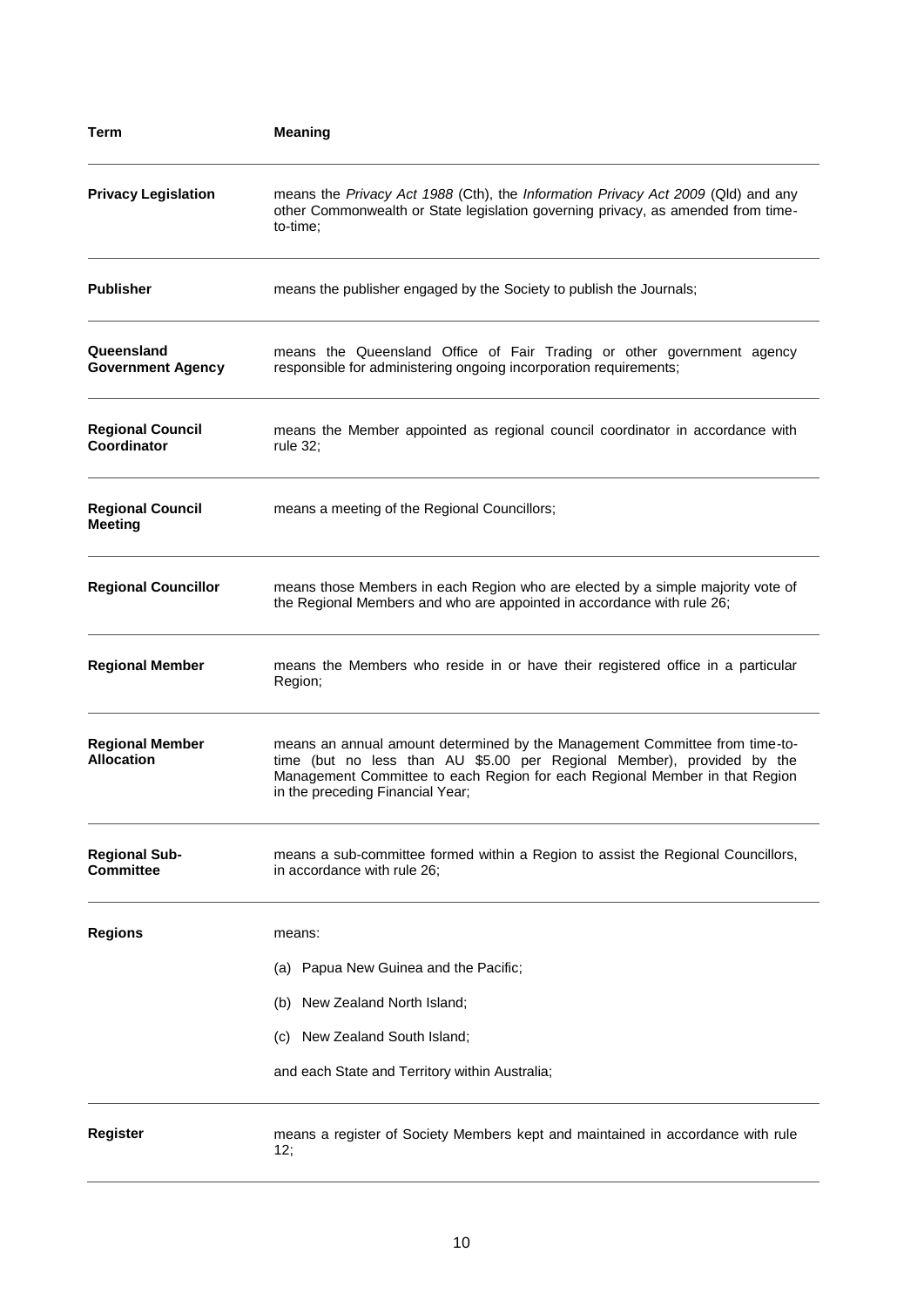| Term | Meaning |
| --- | --- |
| **Privacy Legislation** | means the *Privacy Act 1988* (Cth), the *Information Privacy Act 2009* (Qld) and any other Commonwealth or State legislation governing privacy, as amended from time-to-time; |
| **Publisher** | means the publisher engaged by the Society to publish the Journals; |
| **Queensland Government Agency** | means the Queensland Office of Fair Trading or other government agency responsible for administering ongoing incorporation requirements; |
| **Regional Council Coordinator** | means the Member appointed as regional council coordinator in accordance with rule 32; |
| **Regional Council Meeting** | means a meeting of the Regional Councillors; |
| **Regional Councillor** | means those Members in each Region who are elected by a simple majority vote of the Regional Members and who are appointed in accordance with rule 26; |
| **Regional Member** | means the Members who reside in or have their registered office in a particular Region; |
| **Regional Member Allocation** | means an annual amount determined by the Management Committee from time-to-time (but no less than AU $5.00 per Regional Member), provided by the Management Committee to each Region for each Regional Member in that Region in the preceding Financial Year; |
| **Regional Sub-Committee** | means a sub-committee formed within a Region to assist the Regional Councillors, in accordance with rule 26; |
| **Regions** | means:<br>(a) Papua New Guinea and the Pacific;<br>(b) New Zealand North Island;<br>(c) New Zealand South Island;<br>and each State and Territory within Australia; |
| **Register** | means a register of Society Members kept and maintained in accordance with rule 12; |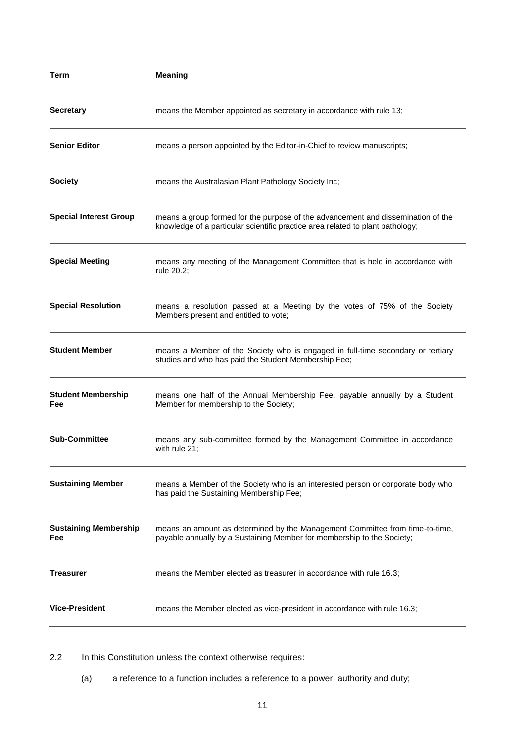| Term | Meaning |
| --- | --- |
| **Secretary** | means the Member appointed as secretary in accordance with rule 13; |
| **Senior Editor** | means a person appointed by the Editor-in-Chief to review manuscripts; |
| **Society** | means the Australasian Plant Pathology Society Inc; |
| **Special Interest Group** | means a group formed for the purpose of the advancement and dissemination of the knowledge of a particular scientific practice area related to plant pathology; |
| **Special Meeting** | means any meeting of the Management Committee that is held in accordance with rule 20.2; |
| **Special Resolution** | means a resolution passed at a Meeting by the votes of 75% of the Society Members present and entitled to vote; |
| **Student Member** | means a Member of the Society who is engaged in full-time secondary or tertiary studies and who has paid the Student Membership Fee; |
| **Student Membership Fee** | means one half of the Annual Membership Fee, payable annually by a Student Member for membership to the Society; |
| **Sub-Committee** | means any sub-committee formed by the Management Committee in accordance with rule 21; |
| **Sustaining Member** | means a Member of the Society who is an interested person or corporate body who has paid the Sustaining Membership Fee; |
| **Sustaining Membership Fee** | means an amount as determined by the Management Committee from time-to-time, payable annually by a Sustaining Member for membership to the Society; |
| **Treasurer** | means the Member elected as treasurer in accordance with rule 16.3; |
| **Vice-President** | means the Member elected as vice-president in accordance with rule 16.3; |

2.2 In this Constitution unless the context otherwise requires:

(a) a reference to a function includes a reference to a power, authority and duty;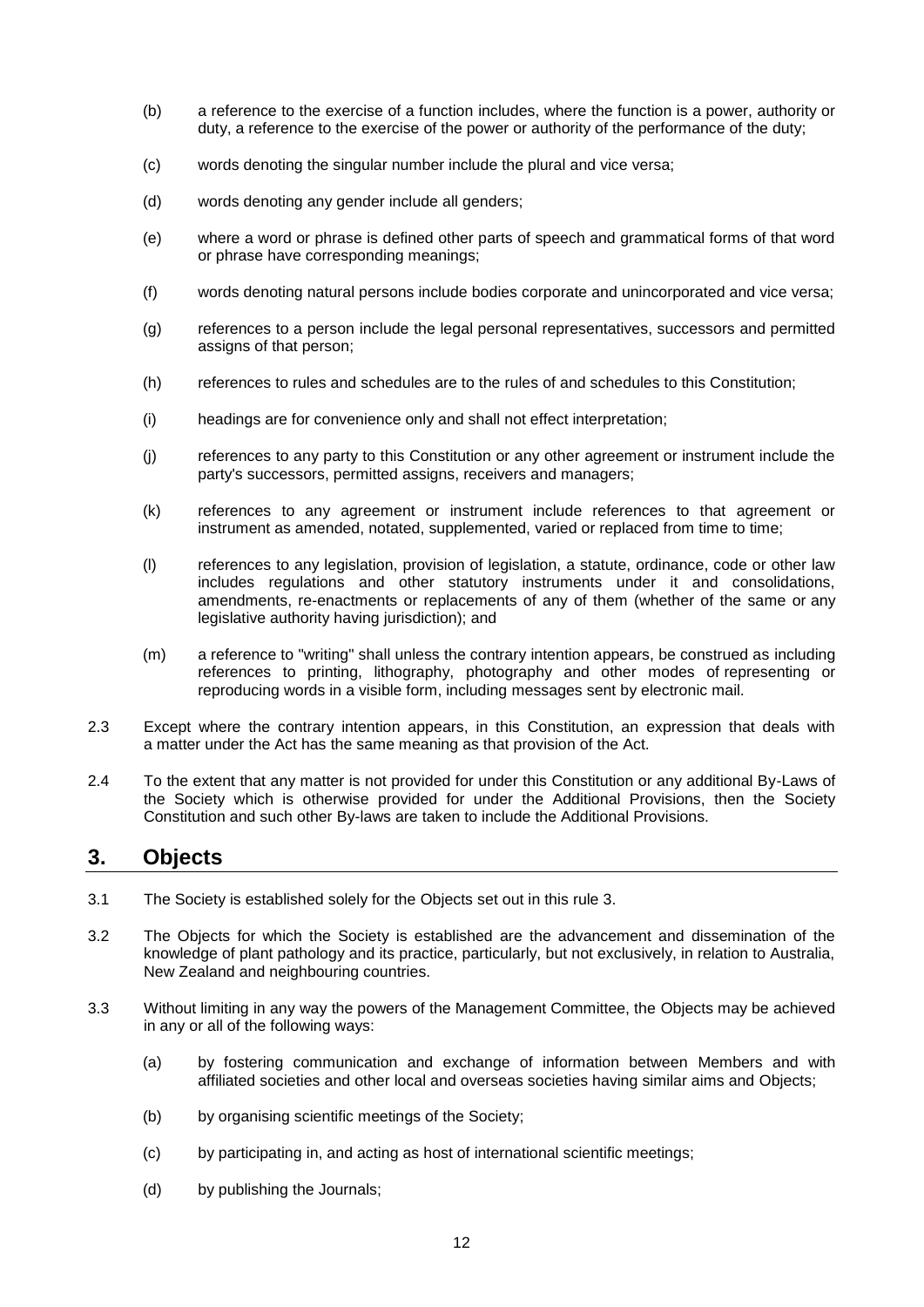(b) a reference to the exercise of a function includes, where the function is a power, authority or duty, a reference to the exercise of the power or authority of the performance of the duty;

(c) words denoting the singular number include the plural and vice versa;

(d) words denoting any gender include all genders;

(e) where a word or phrase is defined other parts of speech and grammatical forms of that word or phrase have corresponding meanings;

(f) words denoting natural persons include bodies corporate and unincorporated and vice versa;

(g) references to a person include the legal personal representatives, successors and permitted assigns of that person;

(h) references to rules and schedules are to the rules of and schedules to this Constitution;

(i) headings are for convenience only and shall not effect interpretation;

(j) references to any party to this Constitution or any other agreement or instrument include the party's successors, permitted assigns, receivers and managers;

(k) references to any agreement or instrument include references to that agreement or instrument as amended, notated, supplemented, varied or replaced from time to time;

(l) references to any legislation, provision of legislation, a statute, ordinance, code or other law includes regulations and other statutory instruments under it and consolidations, amendments, re-enactments or replacements of any of them (whether of the same or any legislative authority having jurisdiction); and

(m) a reference to "writing" shall unless the contrary intention appears, be construed as including references to printing, lithography, photography and other modes of representing or reproducing words in a visible form, including messages sent by electronic mail.

2.3 Except where the contrary intention appears, in this Constitution, an expression that deals with a matter under the Act has the same meaning as that provision of the Act.

2.4 To the extent that any matter is not provided for under this Constitution or any additional By-Laws of the Society which is otherwise provided for under the Additional Provisions, then the Society Constitution and such other By-laws are taken to include the Additional Provisions.

## 3. Objects

3.1 The Society is established solely for the Objects set out in this rule 3.

3.2 The Objects for which the Society is established are the advancement and dissemination of the knowledge of plant pathology and its practice, particularly, but not exclusively, in relation to Australia, New Zealand and neighbouring countries.

3.3 Without limiting in any way the powers of the Management Committee, the Objects may be achieved in any or all of the following ways:

(a) by fostering communication and exchange of information between Members and with affiliated societies and other local and overseas societies having similar aims and Objects;

(b) by organising scientific meetings of the Society;

(c) by participating in, and acting as host of international scientific meetings;

(d) by publishing the Journals;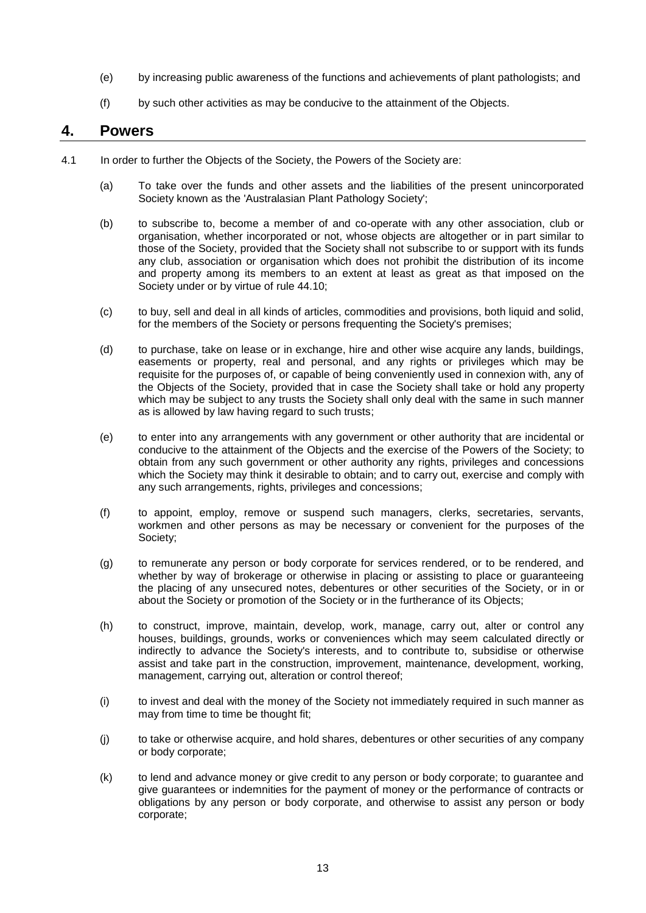(e) by increasing public awareness of the functions and achievements of plant pathologists; and

(f) by such other activities as may be conducive to the attainment of the Objects.

## 4. Powers

4.1 In order to further the Objects of the Society, the Powers of the Society are:

(a) To take over the funds and other assets and the liabilities of the present unincorporated Society known as the 'Australasian Plant Pathology Society';

(b) to subscribe to, become a member of and co-operate with any other association, club or organisation, whether incorporated or not, whose objects are altogether or in part similar to those of the Society, provided that the Society shall not subscribe to or support with its funds any club, association or organisation which does not prohibit the distribution of its income and property among its members to an extent at least as great as that imposed on the Society under or by virtue of rule 44.10;

(c) to buy, sell and deal in all kinds of articles, commodities and provisions, both liquid and solid, for the members of the Society or persons frequenting the Society's premises;

(d) to purchase, take on lease or in exchange, hire and other wise acquire any lands, buildings, easements or property, real and personal, and any rights or privileges which may be requisite for the purposes of, or capable of being conveniently used in connexion with, any of the Objects of the Society, provided that in case the Society shall take or hold any property which may be subject to any trusts the Society shall only deal with the same in such manner as is allowed by law having regard to such trusts;

(e) to enter into any arrangements with any government or other authority that are incidental or conducive to the attainment of the Objects and the exercise of the Powers of the Society; to obtain from any such government or other authority any rights, privileges and concessions which the Society may think it desirable to obtain; and to carry out, exercise and comply with any such arrangements, rights, privileges and concessions;

(f) to appoint, employ, remove or suspend such managers, clerks, secretaries, servants, workmen and other persons as may be necessary or convenient for the purposes of the Society;

(g) to remunerate any person or body corporate for services rendered, or to be rendered, and whether by way of brokerage or otherwise in placing or assisting to place or guaranteeing the placing of any unsecured notes, debentures or other securities of the Society, or in or about the Society or promotion of the Society or in the furtherance of its Objects;

(h) to construct, improve, maintain, develop, work, manage, carry out, alter or control any houses, buildings, grounds, works or conveniences which may seem calculated directly or indirectly to advance the Society's interests, and to contribute to, subsidise or otherwise assist and take part in the construction, improvement, maintenance, development, working, management, carrying out, alteration or control thereof;

(i) to invest and deal with the money of the Society not immediately required in such manner as may from time to time be thought fit;

(j) to take or otherwise acquire, and hold shares, debentures or other securities of any company or body corporate;

(k) to lend and advance money or give credit to any person or body corporate; to guarantee and give guarantees or indemnities for the payment of money or the performance of contracts or obligations by any person or body corporate, and otherwise to assist any person or body corporate;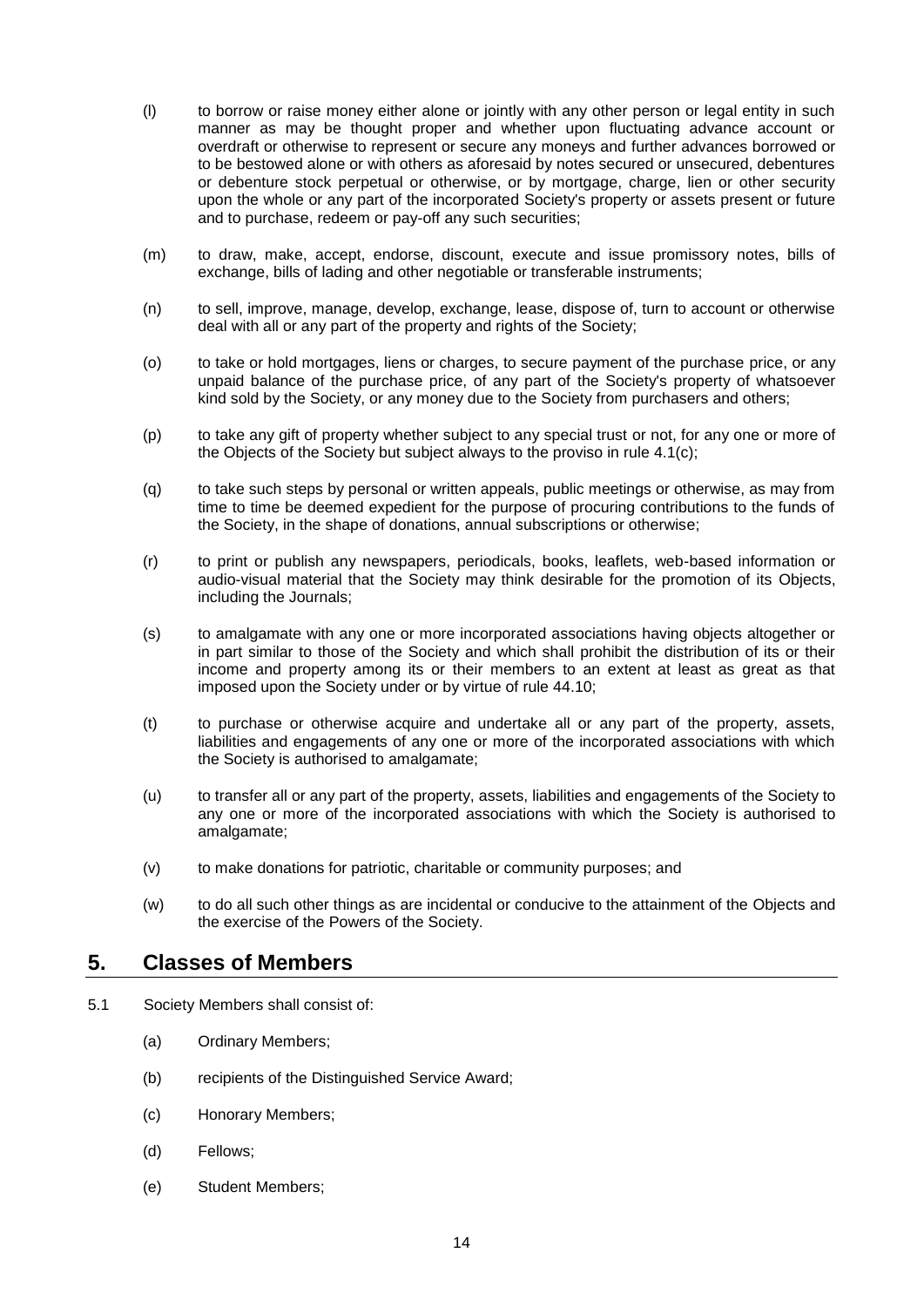(l) to borrow or raise money either alone or jointly with any other person or legal entity in such manner as may be thought proper and whether upon fluctuating advance account or overdraft or otherwise to represent or secure any moneys and further advances borrowed or to be bestowed alone or with others as aforesaid by notes secured or unsecured, debentures or debenture stock perpetual or otherwise, or by mortgage, charge, lien or other security upon the whole or any part of the incorporated Society's property or assets present or future and to purchase, redeem or pay-off any such securities;

(m) to draw, make, accept, endorse, discount, execute and issue promissory notes, bills of exchange, bills of lading and other negotiable or transferable instruments;

(n) to sell, improve, manage, develop, exchange, lease, dispose of, turn to account or otherwise deal with all or any part of the property and rights of the Society;

(o) to take or hold mortgages, liens or charges, to secure payment of the purchase price, or any unpaid balance of the purchase price, of any part of the Society's property of whatsoever kind sold by the Society, or any money due to the Society from purchasers and others;

(p) to take any gift of property whether subject to any special trust or not, for any one or more of the Objects of the Society but subject always to the proviso in rule 4.1(c);

(q) to take such steps by personal or written appeals, public meetings or otherwise, as may from time to time be deemed expedient for the purpose of procuring contributions to the funds of the Society, in the shape of donations, annual subscriptions or otherwise;

(r) to print or publish any newspapers, periodicals, books, leaflets, web-based information or audio-visual material that the Society may think desirable for the promotion of its Objects, including the Journals;

(s) to amalgamate with any one or more incorporated associations having objects altogether or in part similar to those of the Society and which shall prohibit the distribution of its or their income and property among its or their members to an extent at least as great as that imposed upon the Society under or by virtue of rule 44.10;

(t) to purchase or otherwise acquire and undertake all or any part of the property, assets, liabilities and engagements of any one or more of the incorporated associations with which the Society is authorised to amalgamate;

(u) to transfer all or any part of the property, assets, liabilities and engagements of the Society to any one or more of the incorporated associations with which the Society is authorised to amalgamate;

(v) to make donations for patriotic, charitable or community purposes; and

(w) to do all such other things as are incidental or conducive to the attainment of the Objects and the exercise of the Powers of the Society.

## 5. Classes of Members

5.1 Society Members shall consist of:

(a) Ordinary Members;

(b) recipients of the Distinguished Service Award;

(c) Honorary Members;

(d) Fellows;

(e) Student Members;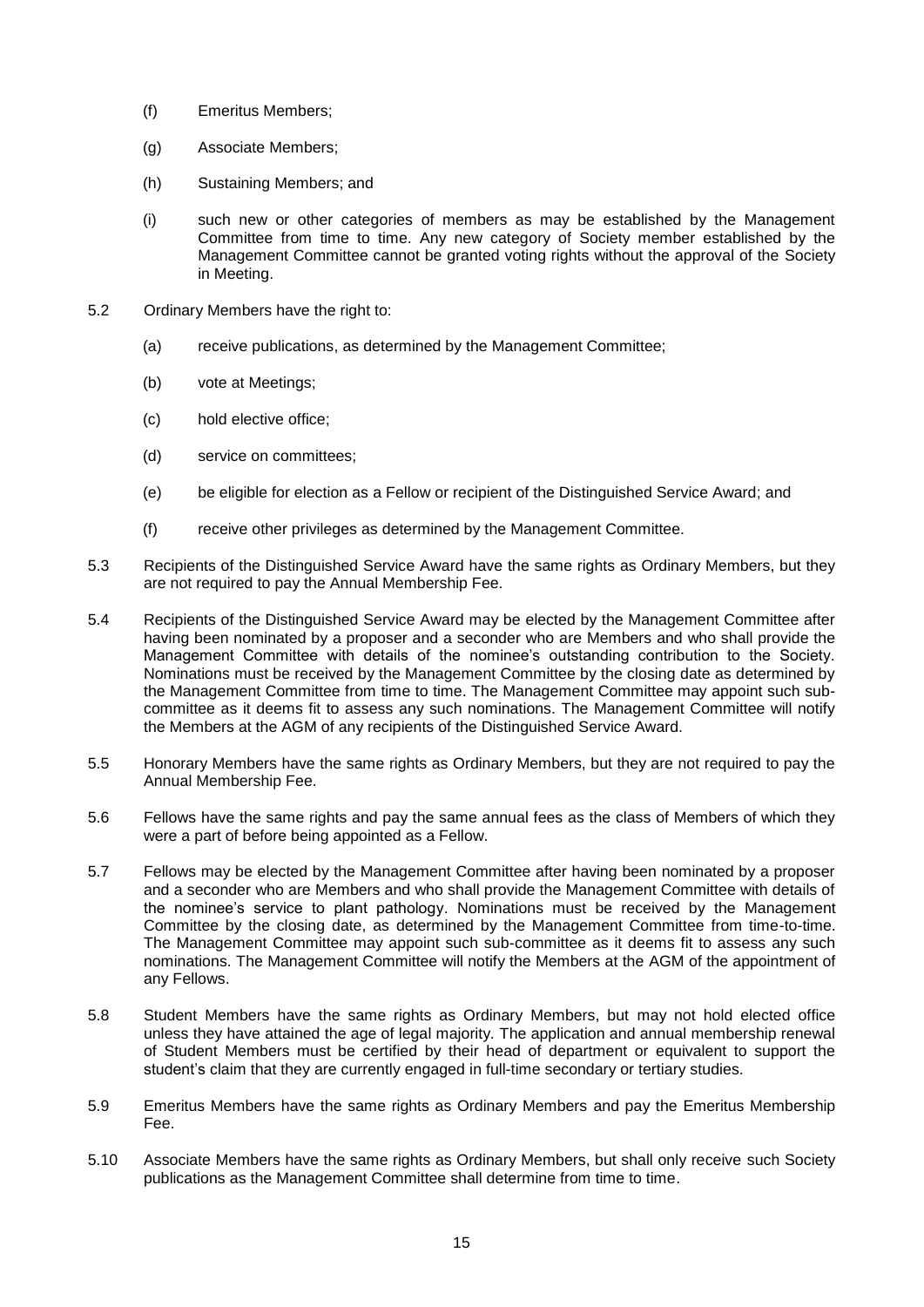(f) Emeritus Members;

(g) Associate Members;

(h) Sustaining Members; and

(i) such new or other categories of members as may be established by the Management Committee from time to time. Any new category of Society member established by the Management Committee cannot be granted voting rights without the approval of the Society in Meeting.

5.2 Ordinary Members have the right to:

(a) receive publications, as determined by the Management Committee;

(b) vote at Meetings;

(c) hold elective office;

(d) service on committees;

(e) be eligible for election as a Fellow or recipient of the Distinguished Service Award; and

(f) receive other privileges as determined by the Management Committee.

5.3 Recipients of the Distinguished Service Award have the same rights as Ordinary Members, but they are not required to pay the Annual Membership Fee.

5.4 Recipients of the Distinguished Service Award may be elected by the Management Committee after having been nominated by a proposer and a seconder who are Members and who shall provide the Management Committee with details of the nominee's outstanding contribution to the Society. Nominations must be received by the Management Committee by the closing date as determined by the Management Committee from time to time. The Management Committee may appoint such sub-committee as it deems fit to assess any such nominations. The Management Committee will notify the Members at the AGM of any recipients of the Distinguished Service Award.

5.5 Honorary Members have the same rights as Ordinary Members, but they are not required to pay the Annual Membership Fee.

5.6 Fellows have the same rights and pay the same annual fees as the class of Members of which they were a part of before being appointed as a Fellow.

5.7 Fellows may be elected by the Management Committee after having been nominated by a proposer and a seconder who are Members and who shall provide the Management Committee with details of the nominee's service to plant pathology. Nominations must be received by the Management Committee by the closing date, as determined by the Management Committee from time-to-time. The Management Committee may appoint such sub-committee as it deems fit to assess any such nominations. The Management Committee will notify the Members at the AGM of the appointment of any Fellows.

5.8 Student Members have the same rights as Ordinary Members, but may not hold elected office unless they have attained the age of legal majority. The application and annual membership renewal of Student Members must be certified by their head of department or equivalent to support the student's claim that they are currently engaged in full-time secondary or tertiary studies.

5.9 Emeritus Members have the same rights as Ordinary Members and pay the Emeritus Membership Fee.

5.10 Associate Members have the same rights as Ordinary Members, but shall only receive such Society publications as the Management Committee shall determine from time to time.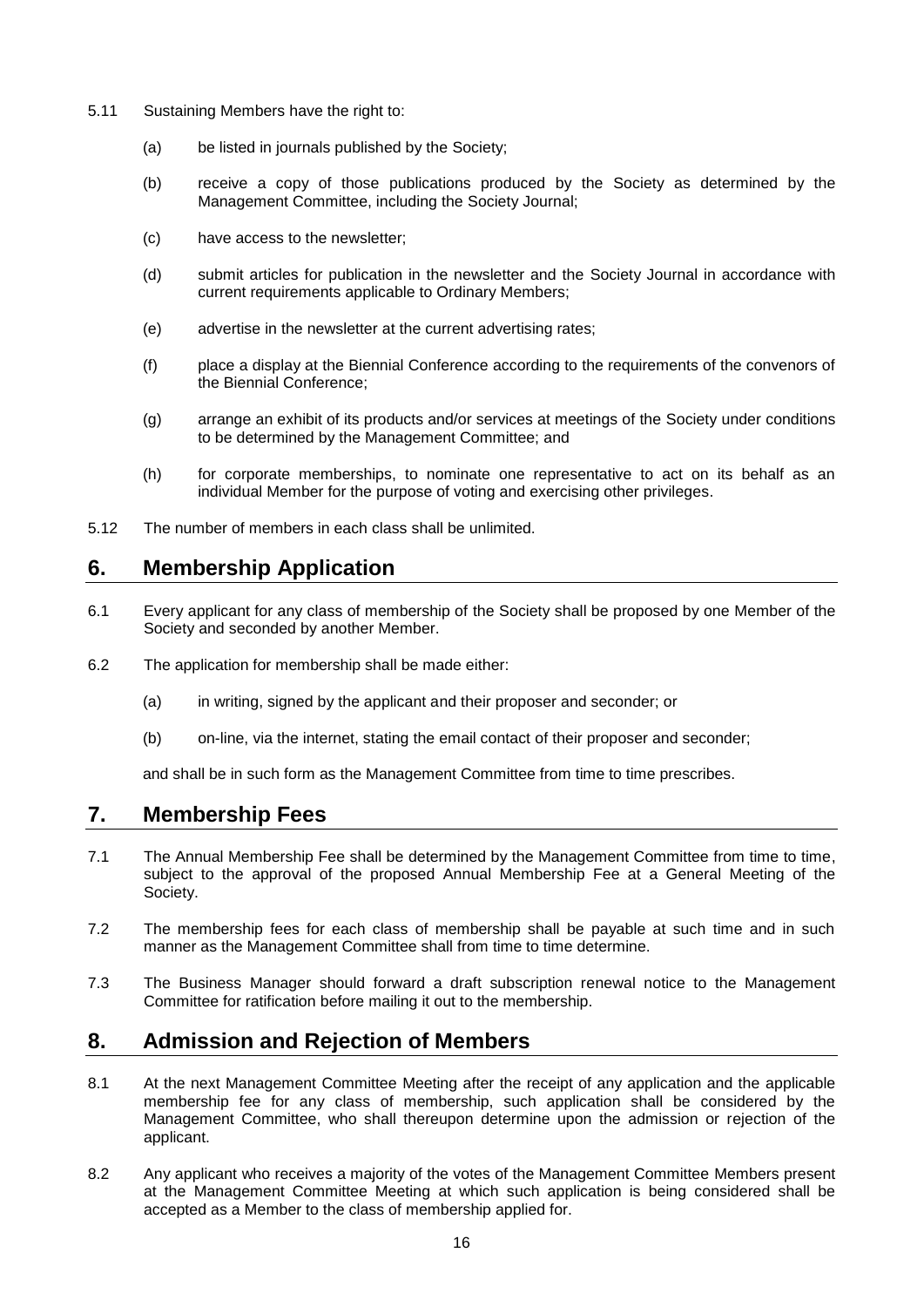5.11 Sustaining Members have the right to:

(a) be listed in journals published by the Society;

(b) receive a copy of those publications produced by the Society as determined by the Management Committee, including the Society Journal;

(c) have access to the newsletter;

(d) submit articles for publication in the newsletter and the Society Journal in accordance with current requirements applicable to Ordinary Members;

(e) advertise in the newsletter at the current advertising rates;

(f) place a display at the Biennial Conference according to the requirements of the convenors of the Biennial Conference;

(g) arrange an exhibit of its products and/or services at meetings of the Society under conditions to be determined by the Management Committee; and

(h) for corporate memberships, to nominate one representative to act on its behalf as an individual Member for the purpose of voting and exercising other privileges.

5.12 The number of members in each class shall be unlimited.

## 6. Membership Application

6.1 Every applicant for any class of membership of the Society shall be proposed by one Member of the Society and seconded by another Member.

6.2 The application for membership shall be made either:

(a) in writing, signed by the applicant and their proposer and seconder; or

(b) on-line, via the internet, stating the email contact of their proposer and seconder;

and shall be in such form as the Management Committee from time to time prescribes.

## 7. Membership Fees

7.1 The Annual Membership Fee shall be determined by the Management Committee from time to time, subject to the approval of the proposed Annual Membership Fee at a General Meeting of the Society.

7.2 The membership fees for each class of membership shall be payable at such time and in such manner as the Management Committee shall from time to time determine.

7.3 The Business Manager should forward a draft subscription renewal notice to the Management Committee for ratification before mailing it out to the membership.

## 8. Admission and Rejection of Members

8.1 At the next Management Committee Meeting after the receipt of any application and the applicable membership fee for any class of membership, such application shall be considered by the Management Committee, who shall thereupon determine upon the admission or rejection of the applicant.

8.2 Any applicant who receives a majority of the votes of the Management Committee Members present at the Management Committee Meeting at which such application is being considered shall be accepted as a Member to the class of membership applied for.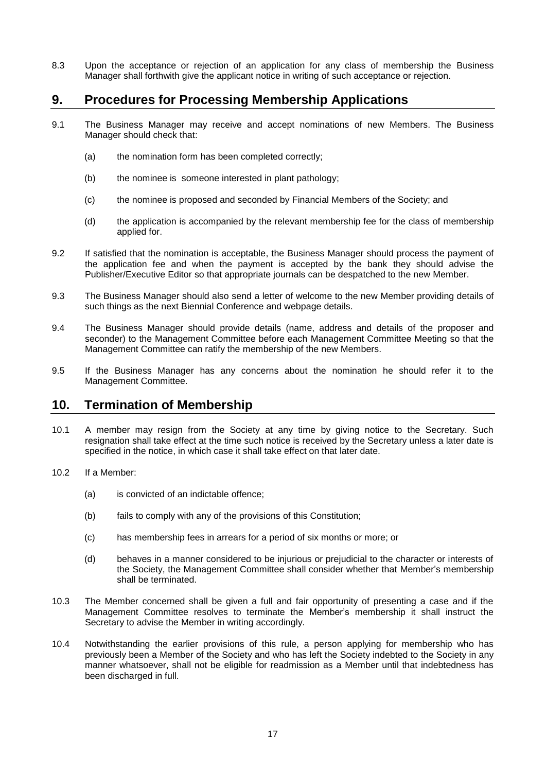8.3 Upon the acceptance or rejection of an application for any class of membership the Business Manager shall forthwith give the applicant notice in writing of such acceptance or rejection.

## 9. Procedures for Processing Membership Applications

9.1 The Business Manager may receive and accept nominations of new Members. The Business Manager should check that:

(a) the nomination form has been completed correctly;

(b) the nominee is someone interested in plant pathology;

(c) the nominee is proposed and seconded by Financial Members of the Society; and

(d) the application is accompanied by the relevant membership fee for the class of membership applied for.

9.2 If satisfied that the nomination is acceptable, the Business Manager should process the payment of the application fee and when the payment is accepted by the bank they should advise the Publisher/Executive Editor so that appropriate journals can be despatched to the new Member.

9.3 The Business Manager should also send a letter of welcome to the new Member providing details of such things as the next Biennial Conference and webpage details.

9.4 The Business Manager should provide details (name, address and details of the proposer and seconder) to the Management Committee before each Management Committee Meeting so that the Management Committee can ratify the membership of the new Members.

9.5 If the Business Manager has any concerns about the nomination he should refer it to the Management Committee.

## 10. Termination of Membership

10.1 A member may resign from the Society at any time by giving notice to the Secretary. Such resignation shall take effect at the time such notice is received by the Secretary unless a later date is specified in the notice, in which case it shall take effect on that later date.

10.2 If a Member:

(a) is convicted of an indictable offence;

(b) fails to comply with any of the provisions of this Constitution;

(c) has membership fees in arrears for a period of six months or more; or

(d) behaves in a manner considered to be injurious or prejudicial to the character or interests of the Society, the Management Committee shall consider whether that Member's membership shall be terminated.

10.3 The Member concerned shall be given a full and fair opportunity of presenting a case and if the Management Committee resolves to terminate the Member's membership it shall instruct the Secretary to advise the Member in writing accordingly.

10.4 Notwithstanding the earlier provisions of this rule, a person applying for membership who has previously been a Member of the Society and who has left the Society indebted to the Society in any manner whatsoever, shall not be eligible for readmission as a Member until that indebtedness has been discharged in full.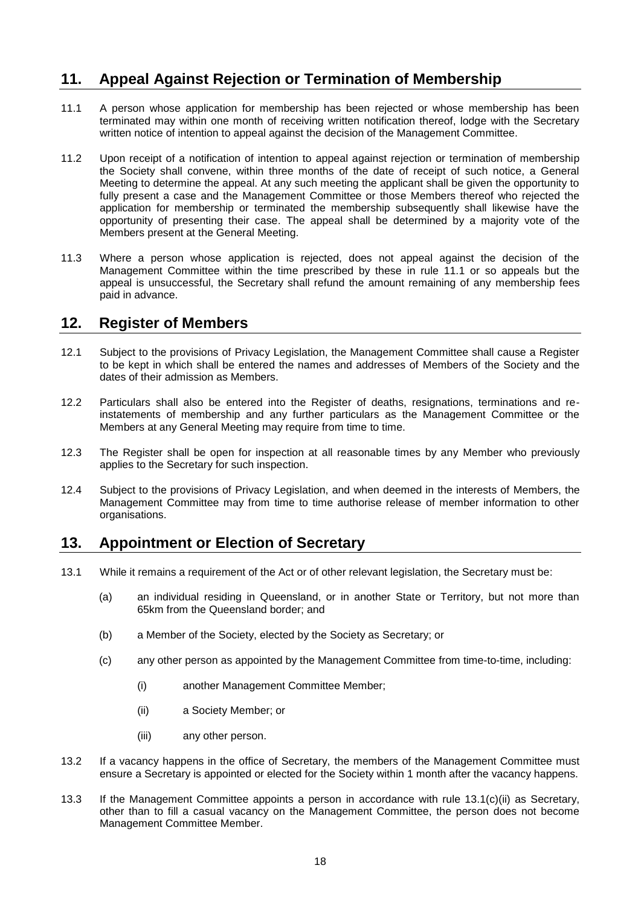## 11. Appeal Against Rejection or Termination of Membership

11.1 A person whose application for membership has been rejected or whose membership has been terminated may within one month of receiving written notification thereof, lodge with the Secretary written notice of intention to appeal against the decision of the Management Committee.

11.2 Upon receipt of a notification of intention to appeal against rejection or termination of membership the Society shall convene, within three months of the date of receipt of such notice, a General Meeting to determine the appeal. At any such meeting the applicant shall be given the opportunity to fully present a case and the Management Committee or those Members thereof who rejected the application for membership or terminated the membership subsequently shall likewise have the opportunity of presenting their case. The appeal shall be determined by a majority vote of the Members present at the General Meeting.

11.3 Where a person whose application is rejected, does not appeal against the decision of the Management Committee within the time prescribed by these in rule 11.1 or so appeals but the appeal is unsuccessful, the Secretary shall refund the amount remaining of any membership fees paid in advance.

## 12. Register of Members

12.1 Subject to the provisions of Privacy Legislation, the Management Committee shall cause a Register to be kept in which shall be entered the names and addresses of Members of the Society and the dates of their admission as Members.

12.2 Particulars shall also be entered into the Register of deaths, resignations, terminations and re-instatements of membership and any further particulars as the Management Committee or the Members at any General Meeting may require from time to time.

12.3 The Register shall be open for inspection at all reasonable times by any Member who previously applies to the Secretary for such inspection.

12.4 Subject to the provisions of Privacy Legislation, and when deemed in the interests of Members, the Management Committee may from time to time authorise release of member information to other organisations.

## 13. Appointment or Election of Secretary

13.1 While it remains a requirement of the Act or of other relevant legislation, the Secretary must be:

(a) an individual residing in Queensland, or in another State or Territory, but not more than 65km from the Queensland border; and

(b) a Member of the Society, elected by the Society as Secretary; or

(c) any other person as appointed by the Management Committee from time-to-time, including:

(i) another Management Committee Member;

(ii) a Society Member; or

(iii) any other person.

13.2 If a vacancy happens in the office of Secretary, the members of the Management Committee must ensure a Secretary is appointed or elected for the Society within 1 month after the vacancy happens.

13.3 If the Management Committee appoints a person in accordance with rule 13.1(c)(ii) as Secretary, other than to fill a casual vacancy on the Management Committee, the person does not become Management Committee Member.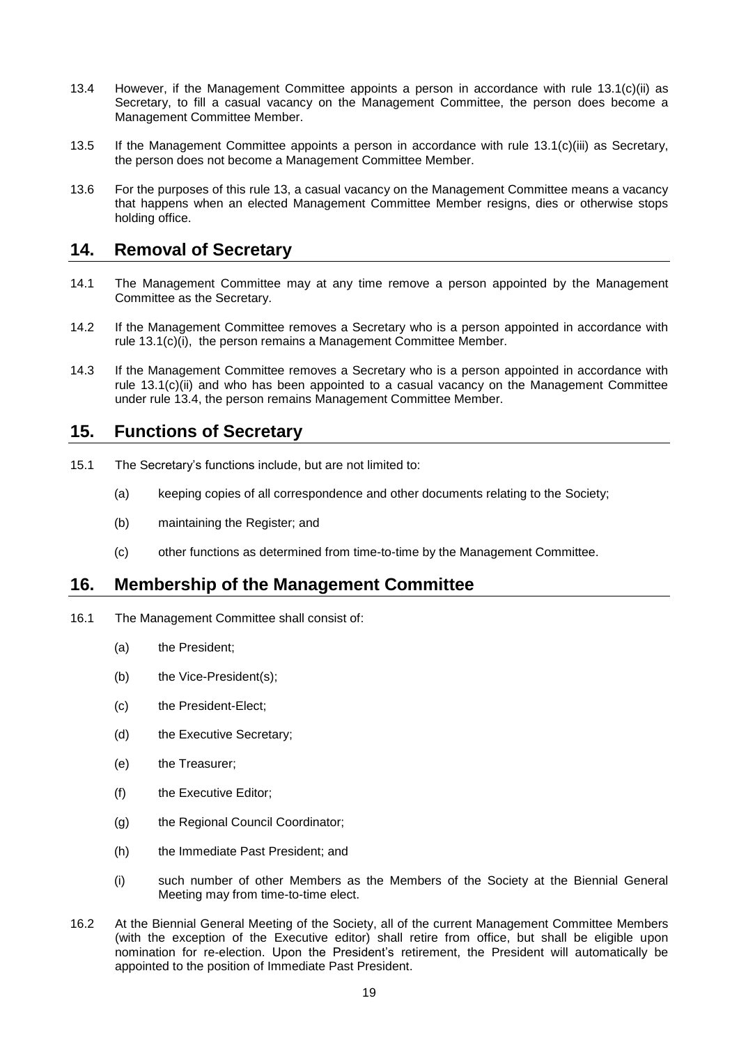13.4 However, if the Management Committee appoints a person in accordance with rule 13.1(c)(ii) as Secretary, to fill a casual vacancy on the Management Committee, the person does become a Management Committee Member.

13.5 If the Management Committee appoints a person in accordance with rule 13.1(c)(iii) as Secretary, the person does not become a Management Committee Member.

13.6 For the purposes of this rule 13, a casual vacancy on the Management Committee means a vacancy that happens when an elected Management Committee Member resigns, dies or otherwise stops holding office.

## 14. Removal of Secretary

14.1 The Management Committee may at any time remove a person appointed by the Management Committee as the Secretary.

14.2 If the Management Committee removes a Secretary who is a person appointed in accordance with rule 13.1(c)(i), the person remains a Management Committee Member.

14.3 If the Management Committee removes a Secretary who is a person appointed in accordance with rule 13.1(c)(ii) and who has been appointed to a casual vacancy on the Management Committee under rule 13.4, the person remains Management Committee Member.

## 15. Functions of Secretary

15.1 The Secretary's functions include, but are not limited to:

(a) keeping copies of all correspondence and other documents relating to the Society;

(b) maintaining the Register; and

(c) other functions as determined from time-to-time by the Management Committee.

## 16. Membership of the Management Committee

16.1 The Management Committee shall consist of:

(a) the President;

(b) the Vice-President(s);

(c) the President-Elect;

(d) the Executive Secretary;

(e) the Treasurer;

(f) the Executive Editor;

(g) the Regional Council Coordinator;

(h) the Immediate Past President; and

(i) such number of other Members as the Members of the Society at the Biennial General Meeting may from time-to-time elect.

16.2 At the Biennial General Meeting of the Society, all of the current Management Committee Members (with the exception of the Executive editor) shall retire from office, but shall be eligible upon nomination for re-election. Upon the President's retirement, the President will automatically be appointed to the position of Immediate Past President.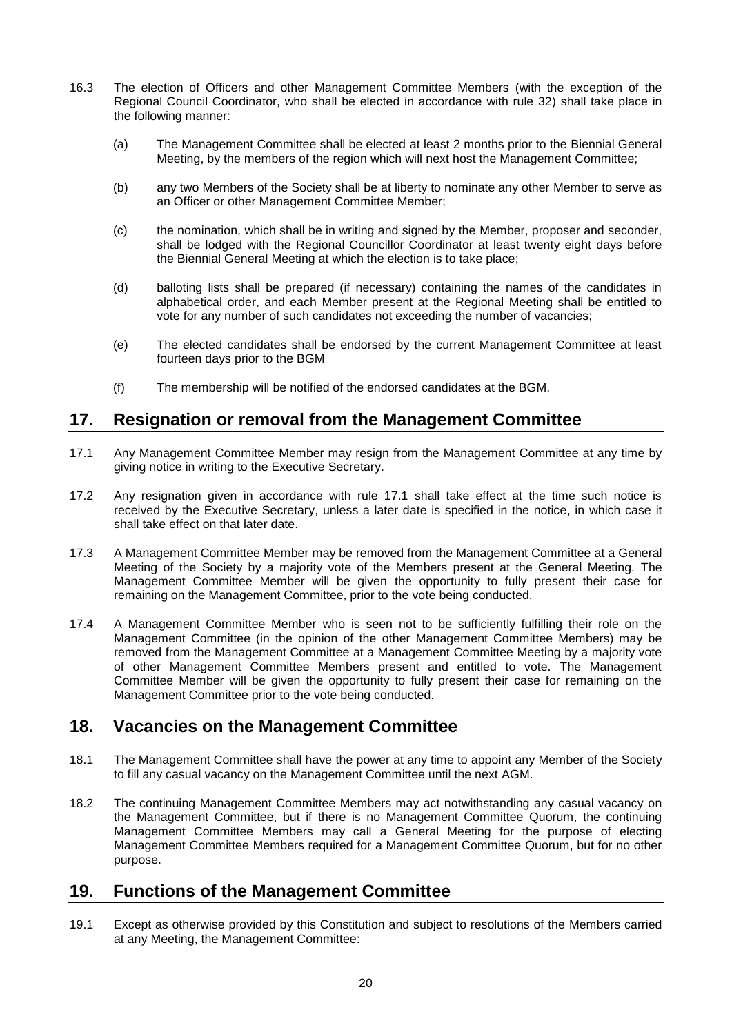16.3 The election of Officers and other Management Committee Members (with the exception of the Regional Council Coordinator, who shall be elected in accordance with rule 32) shall take place in the following manner:

(a) The Management Committee shall be elected at least 2 months prior to the Biennial General Meeting, by the members of the region which will next host the Management Committee;

(b) any two Members of the Society shall be at liberty to nominate any other Member to serve as an Officer or other Management Committee Member;

(c) the nomination, which shall be in writing and signed by the Member, proposer and seconder, shall be lodged with the Regional Councillor Coordinator at least twenty eight days before the Biennial General Meeting at which the election is to take place;

(d) balloting lists shall be prepared (if necessary) containing the names of the candidates in alphabetical order, and each Member present at the Regional Meeting shall be entitled to vote for any number of such candidates not exceeding the number of vacancies;

(e) The elected candidates shall be endorsed by the current Management Committee at least fourteen days prior to the BGM

(f) The membership will be notified of the endorsed candidates at the BGM.

## 17. Resignation or removal from the Management Committee

17.1 Any Management Committee Member may resign from the Management Committee at any time by giving notice in writing to the Executive Secretary.

17.2 Any resignation given in accordance with rule 17.1 shall take effect at the time such notice is received by the Executive Secretary, unless a later date is specified in the notice, in which case it shall take effect on that later date.

17.3 A Management Committee Member may be removed from the Management Committee at a General Meeting of the Society by a majority vote of the Members present at the General Meeting. The Management Committee Member will be given the opportunity to fully present their case for remaining on the Management Committee, prior to the vote being conducted.

17.4 A Management Committee Member who is seen not to be sufficiently fulfilling their role on the Management Committee (in the opinion of the other Management Committee Members) may be removed from the Management Committee at a Management Committee Meeting by a majority vote of other Management Committee Members present and entitled to vote. The Management Committee Member will be given the opportunity to fully present their case for remaining on the Management Committee prior to the vote being conducted.

## 18. Vacancies on the Management Committee

18.1 The Management Committee shall have the power at any time to appoint any Member of the Society to fill any casual vacancy on the Management Committee until the next AGM.

18.2 The continuing Management Committee Members may act notwithstanding any casual vacancy on the Management Committee, but if there is no Management Committee Quorum, the continuing Management Committee Members may call a General Meeting for the purpose of electing Management Committee Members required for a Management Committee Quorum, but for no other purpose.

## 19. Functions of the Management Committee

19.1 Except as otherwise provided by this Constitution and subject to resolutions of the Members carried at any Meeting, the Management Committee: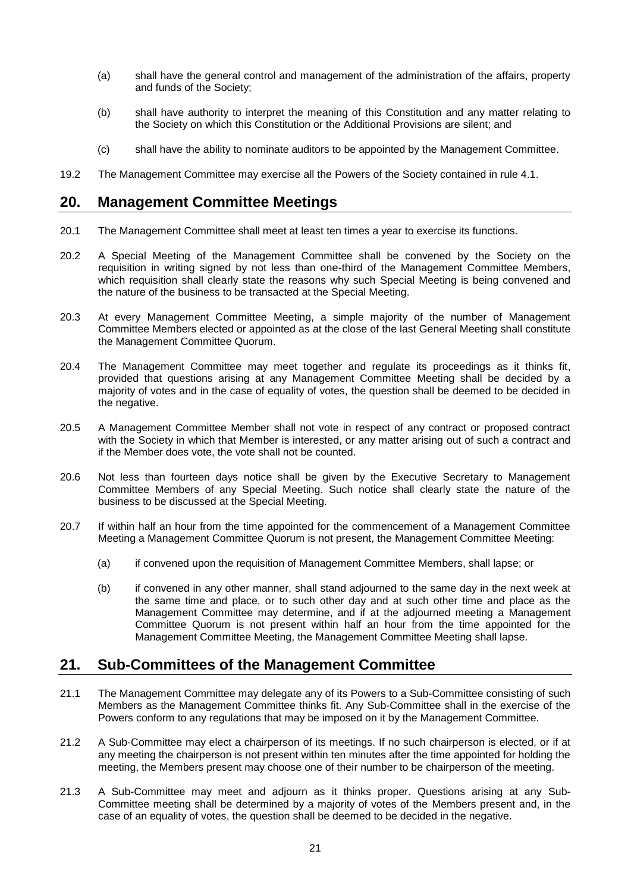(a) shall have the general control and management of the administration of the affairs, property and funds of the Society;

(b) shall have authority to interpret the meaning of this Constitution and any matter relating to the Society on which this Constitution or the Additional Provisions are silent; and

(c) shall have the ability to nominate auditors to be appointed by the Management Committee.

19.2 The Management Committee may exercise all the Powers of the Society contained in rule 4.1.

## 20. Management Committee Meetings

20.1 The Management Committee shall meet at least ten times a year to exercise its functions.

20.2 A Special Meeting of the Management Committee shall be convened by the Society on the requisition in writing signed by not less than one-third of the Management Committee Members, which requisition shall clearly state the reasons why such Special Meeting is being convened and the nature of the business to be transacted at the Special Meeting.

20.3 At every Management Committee Meeting, a simple majority of the number of Management Committee Members elected or appointed as at the close of the last General Meeting shall constitute the Management Committee Quorum.

20.4 The Management Committee may meet together and regulate its proceedings as it thinks fit, provided that questions arising at any Management Committee Meeting shall be decided by a majority of votes and in the case of equality of votes, the question shall be deemed to be decided in the negative.

20.5 A Management Committee Member shall not vote in respect of any contract or proposed contract with the Society in which that Member is interested, or any matter arising out of such a contract and if the Member does vote, the vote shall not be counted.

20.6 Not less than fourteen days notice shall be given by the Executive Secretary to Management Committee Members of any Special Meeting. Such notice shall clearly state the nature of the business to be discussed at the Special Meeting.

20.7 If within half an hour from the time appointed for the commencement of a Management Committee Meeting a Management Committee Quorum is not present, the Management Committee Meeting:

(a) if convened upon the requisition of Management Committee Members, shall lapse; or

(b) if convened in any other manner, shall stand adjourned to the same day in the next week at the same time and place, or to such other day and at such other time and place as the Management Committee may determine, and if at the adjourned meeting a Management Committee Quorum is not present within half an hour from the time appointed for the Management Committee Meeting, the Management Committee Meeting shall lapse.

## 21. Sub-Committees of the Management Committee

21.1 The Management Committee may delegate any of its Powers to a Sub-Committee consisting of such Members as the Management Committee thinks fit. Any Sub-Committee shall in the exercise of the Powers conform to any regulations that may be imposed on it by the Management Committee.

21.2 A Sub-Committee may elect a chairperson of its meetings. If no such chairperson is elected, or if at any meeting the chairperson is not present within ten minutes after the time appointed for holding the meeting, the Members present may choose one of their number to be chairperson of the meeting.

21.3 A Sub-Committee may meet and adjourn as it thinks proper. Questions arising at any Sub-Committee meeting shall be determined by a majority of votes of the Members present and, in the case of an equality of votes, the question shall be deemed to be decided in the negative.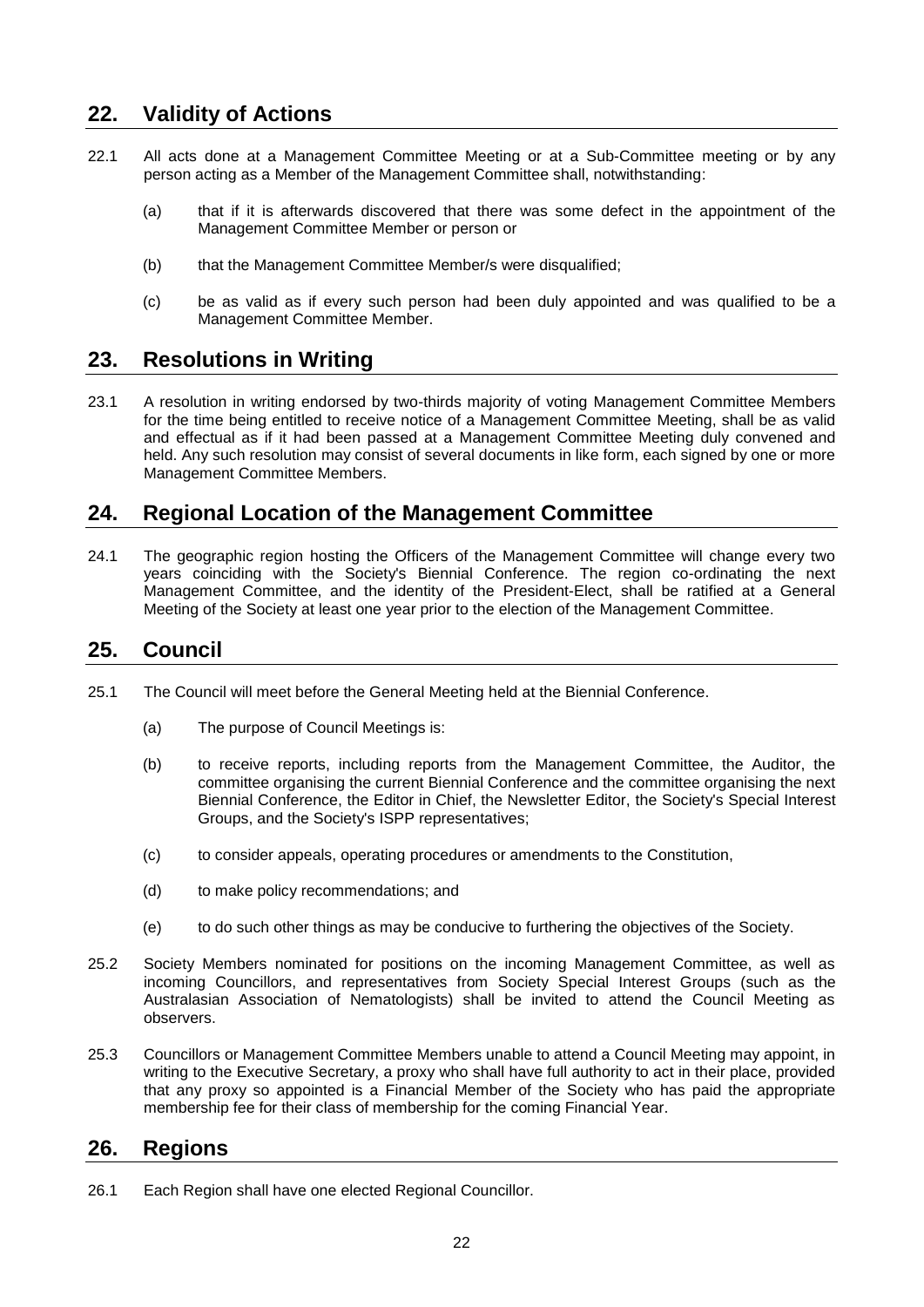## 22. Validity of Actions

22.1 All acts done at a Management Committee Meeting or at a Sub-Committee meeting or by any person acting as a Member of the Management Committee shall, notwithstanding:

- (a) that if it is afterwards discovered that there was some defect in the appointment of the Management Committee Member or person or
- (b) that the Management Committee Member/s were disqualified;
- (c) be as valid as if every such person had been duly appointed and was qualified to be a Management Committee Member.

## 23. Resolutions in Writing

23.1 A resolution in writing endorsed by two-thirds majority of voting Management Committee Members for the time being entitled to receive notice of a Management Committee Meeting, shall be as valid and effectual as if it had been passed at a Management Committee Meeting duly convened and held. Any such resolution may consist of several documents in like form, each signed by one or more Management Committee Members.

## 24. Regional Location of the Management Committee

24.1 The geographic region hosting the Officers of the Management Committee will change every two years coinciding with the Society's Biennial Conference. The region co-ordinating the next Management Committee, and the identity of the President-Elect, shall be ratified at a General Meeting of the Society at least one year prior to the election of the Management Committee.

## 25. Council

25.1 The Council will meet before the General Meeting held at the Biennial Conference.

- (a) The purpose of Council Meetings is:
- (b) to receive reports, including reports from the Management Committee, the Auditor, the committee organising the current Biennial Conference and the committee organising the next Biennial Conference, the Editor in Chief, the Newsletter Editor, the Society's Special Interest Groups, and the Society's ISPP representatives;
- (c) to consider appeals, operating procedures or amendments to the Constitution,
- (d) to make policy recommendations; and
- (e) to do such other things as may be conducive to furthering the objectives of the Society.

25.2 Society Members nominated for positions on the incoming Management Committee, as well as incoming Councillors, and representatives from Society Special Interest Groups (such as the Australasian Association of Nematologists) shall be invited to attend the Council Meeting as observers.

25.3 Councillors or Management Committee Members unable to attend a Council Meeting may appoint, in writing to the Executive Secretary, a proxy who shall have full authority to act in their place, provided that any proxy so appointed is a Financial Member of the Society who has paid the appropriate membership fee for their class of membership for the coming Financial Year.

## 26. Regions

26.1 Each Region shall have one elected Regional Councillor.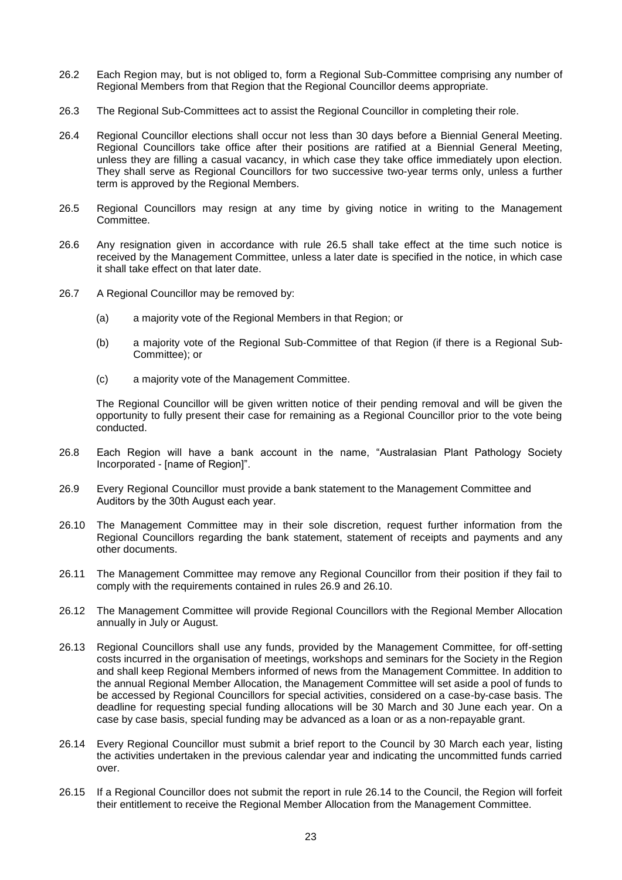26.2 Each Region may, but is not obliged to, form a Regional Sub-Committee comprising any number of Regional Members from that Region that the Regional Councillor deems appropriate.

26.3 The Regional Sub-Committees act to assist the Regional Councillor in completing their role.

26.4 Regional Councillor elections shall occur not less than 30 days before a Biennial General Meeting. Regional Councillors take office after their positions are ratified at a Biennial General Meeting, unless they are filling a casual vacancy, in which case they take office immediately upon election. They shall serve as Regional Councillors for two successive two-year terms only, unless a further term is approved by the Regional Members.

26.5 Regional Councillors may resign at any time by giving notice in writing to the Management Committee.

26.6 Any resignation given in accordance with rule 26.5 shall take effect at the time such notice is received by the Management Committee, unless a later date is specified in the notice, in which case it shall take effect on that later date.

26.7 A Regional Councillor may be removed by:

(a) a majority vote of the Regional Members in that Region; or

(b) a majority vote of the Regional Sub-Committee of that Region (if there is a Regional Sub-Committee); or

(c) a majority vote of the Management Committee.

The Regional Councillor will be given written notice of their pending removal and will be given the opportunity to fully present their case for remaining as a Regional Councillor prior to the vote being conducted.

26.8 Each Region will have a bank account in the name, "Australasian Plant Pathology Society Incorporated - [name of Region]".

26.9 Every Regional Councillor must provide a bank statement to the Management Committee and Auditors by the 30th August each year.

26.10 The Management Committee may in their sole discretion, request further information from the Regional Councillors regarding the bank statement, statement of receipts and payments and any other documents.

26.11 The Management Committee may remove any Regional Councillor from their position if they fail to comply with the requirements contained in rules 26.9 and 26.10.

26.12 The Management Committee will provide Regional Councillors with the Regional Member Allocation annually in July or August.

26.13 Regional Councillors shall use any funds, provided by the Management Committee, for off-setting costs incurred in the organisation of meetings, workshops and seminars for the Society in the Region and shall keep Regional Members informed of news from the Management Committee. In addition to the annual Regional Member Allocation, the Management Committee will set aside a pool of funds to be accessed by Regional Councillors for special activities, considered on a case-by-case basis. The deadline for requesting special funding allocations will be 30 March and 30 June each year. On a case by case basis, special funding may be advanced as a loan or as a non-repayable grant.

26.14 Every Regional Councillor must submit a brief report to the Council by 30 March each year, listing the activities undertaken in the previous calendar year and indicating the uncommitted funds carried over.

26.15 If a Regional Councillor does not submit the report in rule 26.14 to the Council, the Region will forfeit their entitlement to receive the Regional Member Allocation from the Management Committee.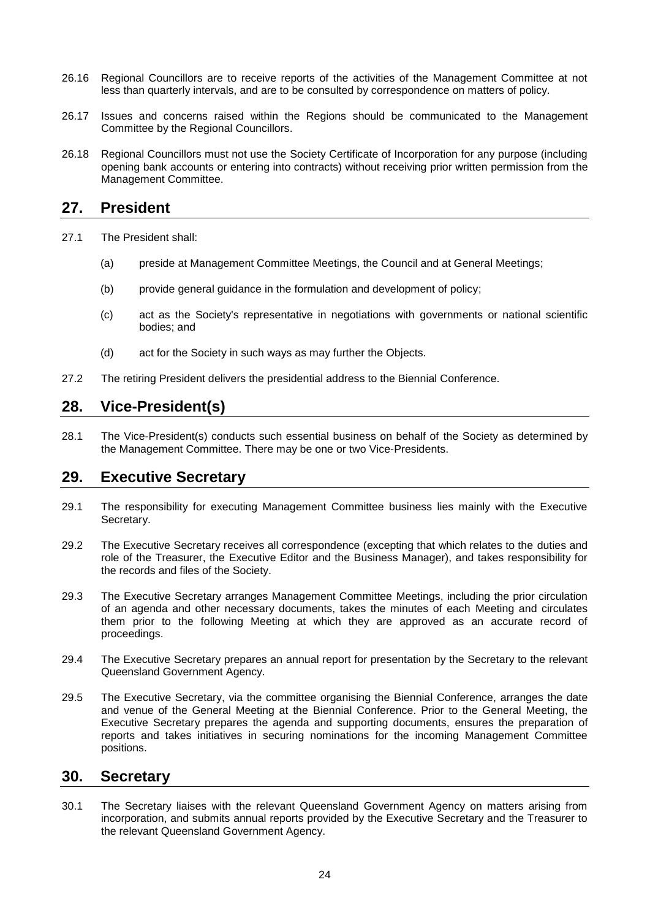26.16 Regional Councillors are to receive reports of the activities of the Management Committee at not less than quarterly intervals, and are to be consulted by correspondence on matters of policy.

26.17 Issues and concerns raised within the Regions should be communicated to the Management Committee by the Regional Councillors.

26.18 Regional Councillors must not use the Society Certificate of Incorporation for any purpose (including opening bank accounts or entering into contracts) without receiving prior written permission from the Management Committee.

## 27. President

27.1 The President shall:

(a) preside at Management Committee Meetings, the Council and at General Meetings;

(b) provide general guidance in the formulation and development of policy;

(c) act as the Society's representative in negotiations with governments or national scientific bodies; and

(d) act for the Society in such ways as may further the Objects.

27.2 The retiring President delivers the presidential address to the Biennial Conference.

## 28. Vice-President(s)

28.1 The Vice-President(s) conducts such essential business on behalf of the Society as determined by the Management Committee. There may be one or two Vice-Presidents.

## 29. Executive Secretary

29.1 The responsibility for executing Management Committee business lies mainly with the Executive Secretary.

29.2 The Executive Secretary receives all correspondence (excepting that which relates to the duties and role of the Treasurer, the Executive Editor and the Business Manager), and takes responsibility for the records and files of the Society.

29.3 The Executive Secretary arranges Management Committee Meetings, including the prior circulation of an agenda and other necessary documents, takes the minutes of each Meeting and circulates them prior to the following Meeting at which they are approved as an accurate record of proceedings.

29.4 The Executive Secretary prepares an annual report for presentation by the Secretary to the relevant Queensland Government Agency.

29.5 The Executive Secretary, via the committee organising the Biennial Conference, arranges the date and venue of the General Meeting at the Biennial Conference. Prior to the General Meeting, the Executive Secretary prepares the agenda and supporting documents, ensures the preparation of reports and takes initiatives in securing nominations for the incoming Management Committee positions.

## 30. Secretary

30.1 The Secretary liaises with the relevant Queensland Government Agency on matters arising from incorporation, and submits annual reports provided by the Executive Secretary and the Treasurer to the relevant Queensland Government Agency.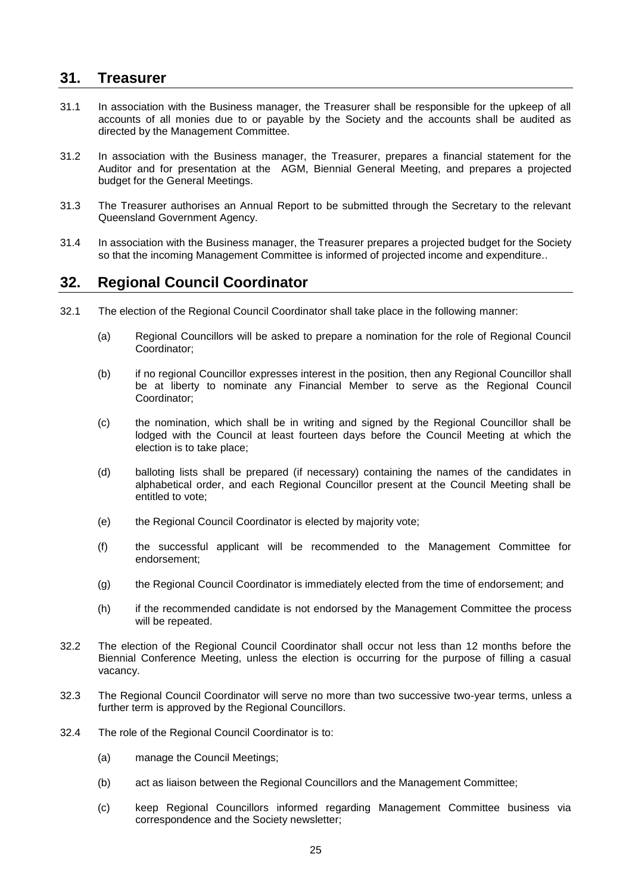## 31. Treasurer

31.1 In association with the Business manager, the Treasurer shall be responsible for the upkeep of all accounts of all monies due to or payable by the Society and the accounts shall be audited as directed by the Management Committee.

31.2 In association with the Business manager, the Treasurer, prepares a financial statement for the Auditor and for presentation at the AGM, Biennial General Meeting, and prepares a projected budget for the General Meetings.

31.3 The Treasurer authorises an Annual Report to be submitted through the Secretary to the relevant Queensland Government Agency.

31.4 In association with the Business manager, the Treasurer prepares a projected budget for the Society so that the incoming Management Committee is informed of projected income and expenditure..

## 32. Regional Council Coordinator

32.1 The election of the Regional Council Coordinator shall take place in the following manner:

(a) Regional Councillors will be asked to prepare a nomination for the role of Regional Council Coordinator;

(b) if no regional Councillor expresses interest in the position, then any Regional Councillor shall be at liberty to nominate any Financial Member to serve as the Regional Council Coordinator;

(c) the nomination, which shall be in writing and signed by the Regional Councillor shall be lodged with the Council at least fourteen days before the Council Meeting at which the election is to take place;

(d) balloting lists shall be prepared (if necessary) containing the names of the candidates in alphabetical order, and each Regional Councillor present at the Council Meeting shall be entitled to vote;

(e) the Regional Council Coordinator is elected by majority vote;

(f) the successful applicant will be recommended to the Management Committee for endorsement;

(g) the Regional Council Coordinator is immediately elected from the time of endorsement; and

(h) if the recommended candidate is not endorsed by the Management Committee the process will be repeated.

32.2 The election of the Regional Council Coordinator shall occur not less than 12 months before the Biennial Conference Meeting, unless the election is occurring for the purpose of filling a casual vacancy.

32.3 The Regional Council Coordinator will serve no more than two successive two-year terms, unless a further term is approved by the Regional Councillors.

32.4 The role of the Regional Council Coordinator is to:

(a) manage the Council Meetings;

(b) act as liaison between the Regional Councillors and the Management Committee;

(c) keep Regional Councillors informed regarding Management Committee business via correspondence and the Society newsletter;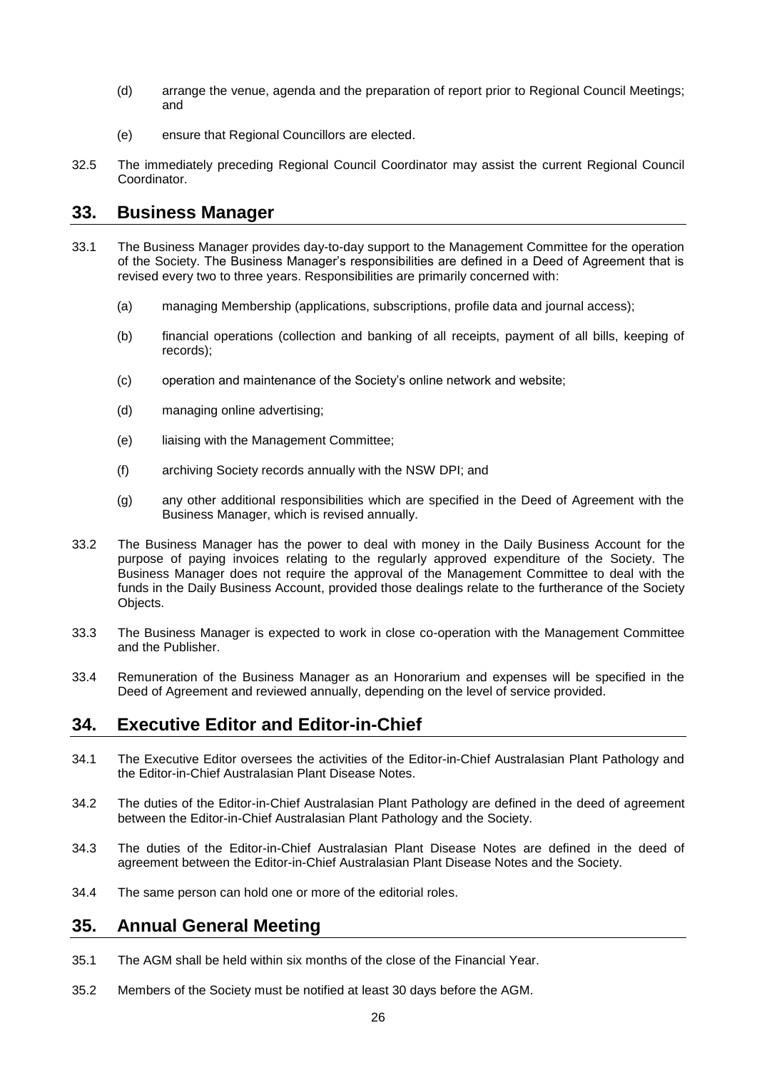(d) arrange the venue, agenda and the preparation of report prior to Regional Council Meetings; and

(e) ensure that Regional Councillors are elected.

32.5 The immediately preceding Regional Council Coordinator may assist the current Regional Council Coordinator.

## 33. Business Manager

33.1 The Business Manager provides day-to-day support to the Management Committee for the operation of the Society. The Business Manager's responsibilities are defined in a Deed of Agreement that is revised every two to three years. Responsibilities are primarily concerned with:

(a) managing Membership (applications, subscriptions, profile data and journal access);

(b) financial operations (collection and banking of all receipts, payment of all bills, keeping of records);

(c) operation and maintenance of the Society's online network and website;

(d) managing online advertising;

(e) liaising with the Management Committee;

(f) archiving Society records annually with the NSW DPI; and

(g) any other additional responsibilities which are specified in the Deed of Agreement with the Business Manager, which is revised annually.

33.2 The Business Manager has the power to deal with money in the Daily Business Account for the purpose of paying invoices relating to the regularly approved expenditure of the Society. The Business Manager does not require the approval of the Management Committee to deal with the funds in the Daily Business Account, provided those dealings relate to the furtherance of the Society Objects.

33.3 The Business Manager is expected to work in close co-operation with the Management Committee and the Publisher.

33.4 Remuneration of the Business Manager as an Honorarium and expenses will be specified in the Deed of Agreement and reviewed annually, depending on the level of service provided.

## 34. Executive Editor and Editor-in-Chief

34.1 The Executive Editor oversees the activities of the Editor-in-Chief Australasian Plant Pathology and the Editor-in-Chief Australasian Plant Disease Notes.

34.2 The duties of the Editor-in-Chief Australasian Plant Pathology are defined in the deed of agreement between the Editor-in-Chief Australasian Plant Pathology and the Society.

34.3 The duties of the Editor-in-Chief Australasian Plant Disease Notes are defined in the deed of agreement between the Editor-in-Chief Australasian Plant Disease Notes and the Society.

34.4 The same person can hold one or more of the editorial roles.

## 35. Annual General Meeting

35.1 The AGM shall be held within six months of the close of the Financial Year.

35.2 Members of the Society must be notified at least 30 days before the AGM.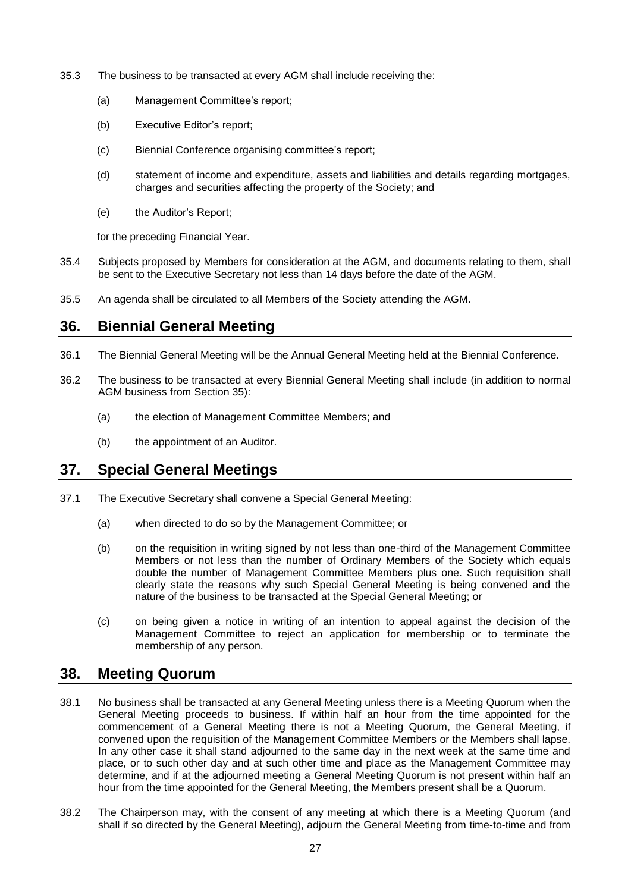35.3 The business to be transacted at every AGM shall include receiving the:

(a) Management Committee's report;

(b) Executive Editor's report;

(c) Biennial Conference organising committee's report;

(d) statement of income and expenditure, assets and liabilities and details regarding mortgages, charges and securities affecting the property of the Society; and

(e) the Auditor's Report;

for the preceding Financial Year.

35.4 Subjects proposed by Members for consideration at the AGM, and documents relating to them, shall be sent to the Executive Secretary not less than 14 days before the date of the AGM.

35.5 An agenda shall be circulated to all Members of the Society attending the AGM.

## 36. Biennial General Meeting

36.1 The Biennial General Meeting will be the Annual General Meeting held at the Biennial Conference.

36.2 The business to be transacted at every Biennial General Meeting shall include (in addition to normal AGM business from Section 35):

(a) the election of Management Committee Members; and

(b) the appointment of an Auditor.

## 37. Special General Meetings

37.1 The Executive Secretary shall convene a Special General Meeting:

(a) when directed to do so by the Management Committee; or

(b) on the requisition in writing signed by not less than one-third of the Management Committee Members or not less than the number of Ordinary Members of the Society which equals double the number of Management Committee Members plus one. Such requisition shall clearly state the reasons why such Special General Meeting is being convened and the nature of the business to be transacted at the Special General Meeting; or

(c) on being given a notice in writing of an intention to appeal against the decision of the Management Committee to reject an application for membership or to terminate the membership of any person.

## 38. Meeting Quorum

38.1 No business shall be transacted at any General Meeting unless there is a Meeting Quorum when the General Meeting proceeds to business. If within half an hour from the time appointed for the commencement of a General Meeting there is not a Meeting Quorum, the General Meeting, if convened upon the requisition of the Management Committee Members or the Members shall lapse. In any other case it shall stand adjourned to the same day in the next week at the same time and place, or to such other day and at such other time and place as the Management Committee may determine, and if at the adjourned meeting a General Meeting Quorum is not present within half an hour from the time appointed for the General Meeting, the Members present shall be a Quorum.

38.2 The Chairperson may, with the consent of any meeting at which there is a Meeting Quorum (and shall if so directed by the General Meeting), adjourn the General Meeting from time-to-time and from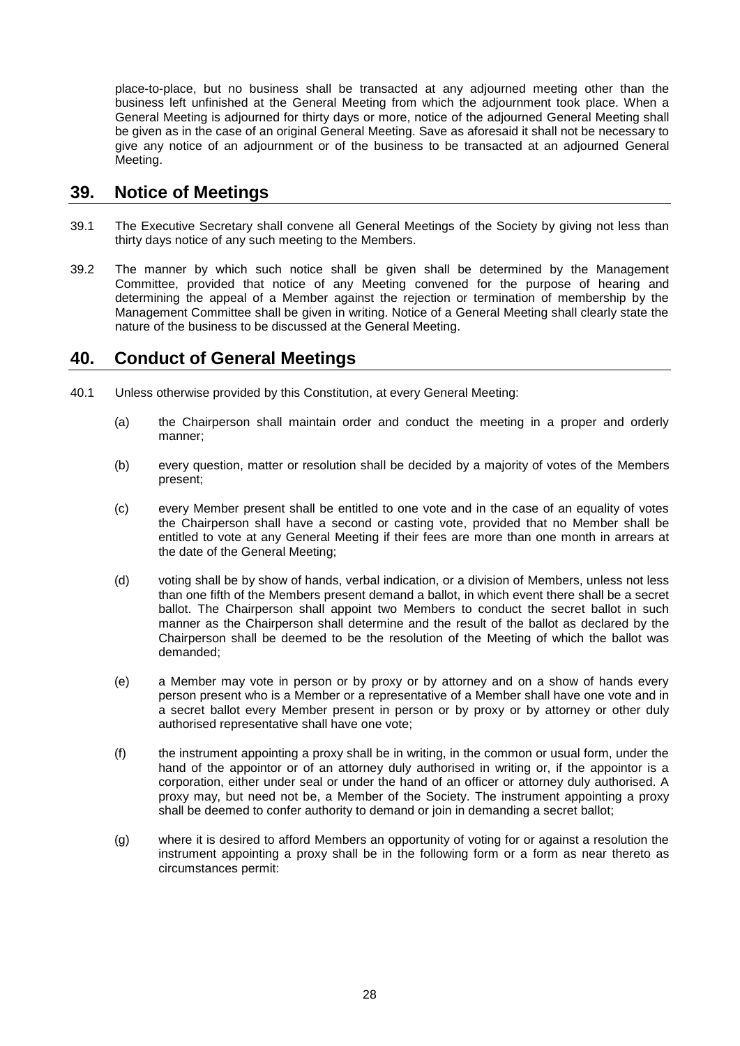place-to-place, but no business shall be transacted at any adjourned meeting other than the business left unfinished at the General Meeting from which the adjournment took place. When a General Meeting is adjourned for thirty days or more, notice of the adjourned General Meeting shall be given as in the case of an original General Meeting. Save as aforesaid it shall not be necessary to give any notice of an adjournment or of the business to be transacted at an adjourned General Meeting.

## 39. Notice of Meetings

39.1 The Executive Secretary shall convene all General Meetings of the Society by giving not less than thirty days notice of any such meeting to the Members.

39.2 The manner by which such notice shall be given shall be determined by the Management Committee, provided that notice of any Meeting convened for the purpose of hearing and determining the appeal of a Member against the rejection or termination of membership by the Management Committee shall be given in writing. Notice of a General Meeting shall clearly state the nature of the business to be discussed at the General Meeting.

## 40. Conduct of General Meetings

40.1 Unless otherwise provided by this Constitution, at every General Meeting:

(a) the Chairperson shall maintain order and conduct the meeting in a proper and orderly manner;

(b) every question, matter or resolution shall be decided by a majority of votes of the Members present;

(c) every Member present shall be entitled to one vote and in the case of an equality of votes the Chairperson shall have a second or casting vote, provided that no Member shall be entitled to vote at any General Meeting if their fees are more than one month in arrears at the date of the General Meeting;

(d) voting shall be by show of hands, verbal indication, or a division of Members, unless not less than one fifth of the Members present demand a ballot, in which event there shall be a secret ballot. The Chairperson shall appoint two Members to conduct the secret ballot in such manner as the Chairperson shall determine and the result of the ballot as declared by the Chairperson shall be deemed to be the resolution of the Meeting of which the ballot was demanded;

(e) a Member may vote in person or by proxy or by attorney and on a show of hands every person present who is a Member or a representative of a Member shall have one vote and in a secret ballot every Member present in person or by proxy or by attorney or other duly authorised representative shall have one vote;

(f) the instrument appointing a proxy shall be in writing, in the common or usual form, under the hand of the appointor or of an attorney duly authorised in writing or, if the appointor is a corporation, either under seal or under the hand of an officer or attorney duly authorised. A proxy may, but need not be, a Member of the Society. The instrument appointing a proxy shall be deemed to confer authority to demand or join in demanding a secret ballot;

(g) where it is desired to afford Members an opportunity of voting for or against a resolution the instrument appointing a proxy shall be in the following form or a form as near thereto as circumstances permit: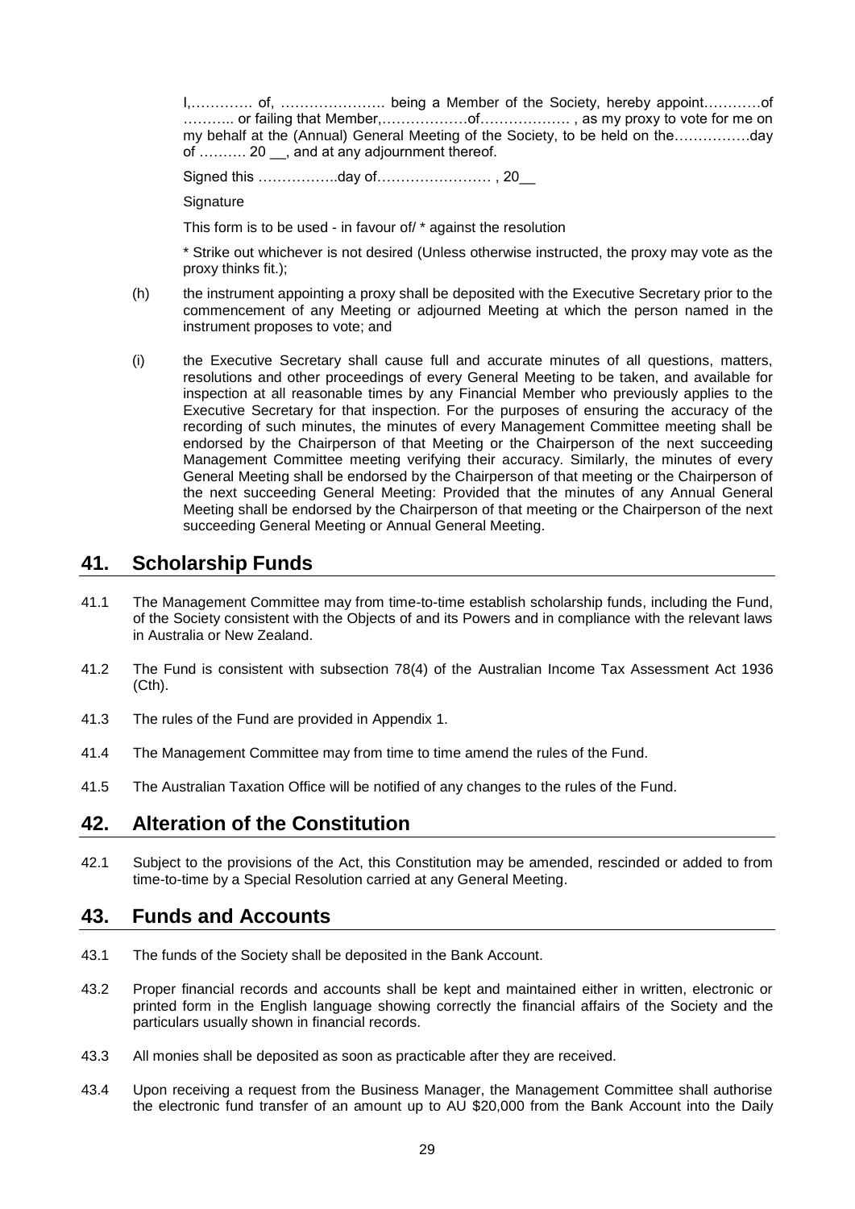I,…………. of, …………………. being a Member of the Society, hereby appoint…………of ……….. or failing that Member,………………of………………. , as my proxy to vote for me on my behalf at the (Annual) General Meeting of the Society, to be held on the…………….day of ………. 20 __, and at any adjournment thereof.

Signed this ……………..day of…………………… , 20__

Signature

This form is to be used - in favour of/ * against the resolution

* Strike out whichever is not desired (Unless otherwise instructed, the proxy may vote as the proxy thinks fit.);

(h) the instrument appointing a proxy shall be deposited with the Executive Secretary prior to the commencement of any Meeting or adjourned Meeting at which the person named in the instrument proposes to vote; and

(i) the Executive Secretary shall cause full and accurate minutes of all questions, matters, resolutions and other proceedings of every General Meeting to be taken, and available for inspection at all reasonable times by any Financial Member who previously applies to the Executive Secretary for that inspection. For the purposes of ensuring the accuracy of the recording of such minutes, the minutes of every Management Committee meeting shall be endorsed by the Chairperson of that Meeting or the Chairperson of the next succeeding Management Committee meeting verifying their accuracy. Similarly, the minutes of every General Meeting shall be endorsed by the Chairperson of that meeting or the Chairperson of the next succeeding General Meeting: Provided that the minutes of any Annual General Meeting shall be endorsed by the Chairperson of that meeting or the Chairperson of the next succeeding General Meeting or Annual General Meeting.

## 41. Scholarship Funds

41.1 The Management Committee may from time-to-time establish scholarship funds, including the Fund, of the Society consistent with the Objects of and its Powers and in compliance with the relevant laws in Australia or New Zealand.

41.2 The Fund is consistent with subsection 78(4) of the Australian Income Tax Assessment Act 1936 (Cth).

41.3 The rules of the Fund are provided in Appendix 1.

41.4 The Management Committee may from time to time amend the rules of the Fund.

41.5 The Australian Taxation Office will be notified of any changes to the rules of the Fund.

## 42. Alteration of the Constitution

42.1 Subject to the provisions of the Act, this Constitution may be amended, rescinded or added to from time-to-time by a Special Resolution carried at any General Meeting.

## 43. Funds and Accounts

43.1 The funds of the Society shall be deposited in the Bank Account.

43.2 Proper financial records and accounts shall be kept and maintained either in written, electronic or printed form in the English language showing correctly the financial affairs of the Society and the particulars usually shown in financial records.

43.3 All monies shall be deposited as soon as practicable after they are received.

43.4 Upon receiving a request from the Business Manager, the Management Committee shall authorise the electronic fund transfer of an amount up to AU $20,000 from the Bank Account into the Daily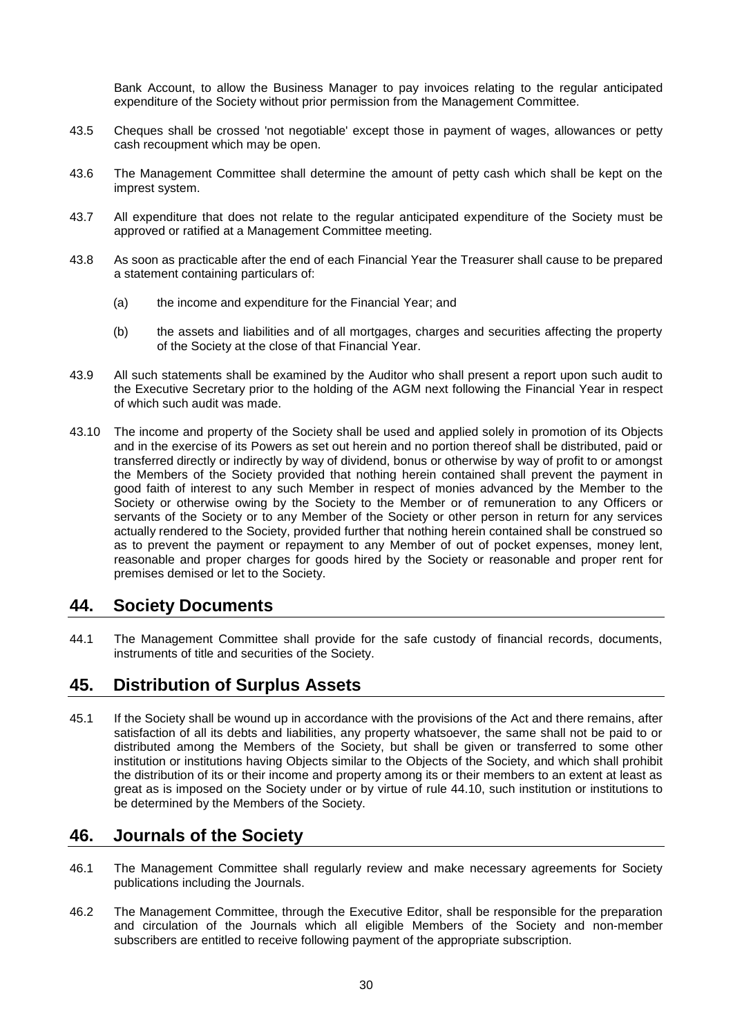Bank Account, to allow the Business Manager to pay invoices relating to the regular anticipated expenditure of the Society without prior permission from the Management Committee.

43.5 Cheques shall be crossed 'not negotiable' except those in payment of wages, allowances or petty cash recoupment which may be open.

43.6 The Management Committee shall determine the amount of petty cash which shall be kept on the imprest system.

43.7 All expenditure that does not relate to the regular anticipated expenditure of the Society must be approved or ratified at a Management Committee meeting.

43.8 As soon as practicable after the end of each Financial Year the Treasurer shall cause to be prepared a statement containing particulars of:

(a) the income and expenditure for the Financial Year; and

(b) the assets and liabilities and of all mortgages, charges and securities affecting the property of the Society at the close of that Financial Year.

43.9 All such statements shall be examined by the Auditor who shall present a report upon such audit to the Executive Secretary prior to the holding of the AGM next following the Financial Year in respect of which such audit was made.

43.10 The income and property of the Society shall be used and applied solely in promotion of its Objects and in the exercise of its Powers as set out herein and no portion thereof shall be distributed, paid or transferred directly or indirectly by way of dividend, bonus or otherwise by way of profit to or amongst the Members of the Society provided that nothing herein contained shall prevent the payment in good faith of interest to any such Member in respect of monies advanced by the Member to the Society or otherwise owing by the Society to the Member or of remuneration to any Officers or servants of the Society or to any Member of the Society or other person in return for any services actually rendered to the Society, provided further that nothing herein contained shall be construed so as to prevent the payment or repayment to any Member of out of pocket expenses, money lent, reasonable and proper charges for goods hired by the Society or reasonable and proper rent for premises demised or let to the Society.

## 44. Society Documents

44.1 The Management Committee shall provide for the safe custody of financial records, documents, instruments of title and securities of the Society.

## 45. Distribution of Surplus Assets

45.1 If the Society shall be wound up in accordance with the provisions of the Act and there remains, after satisfaction of all its debts and liabilities, any property whatsoever, the same shall not be paid to or distributed among the Members of the Society, but shall be given or transferred to some other institution or institutions having Objects similar to the Objects of the Society, and which shall prohibit the distribution of its or their income and property among its or their members to an extent at least as great as is imposed on the Society under or by virtue of rule 44.10, such institution or institutions to be determined by the Members of the Society.

## 46. Journals of the Society

46.1 The Management Committee shall regularly review and make necessary agreements for Society publications including the Journals.

46.2 The Management Committee, through the Executive Editor, shall be responsible for the preparation and circulation of the Journals which all eligible Members of the Society and non-member subscribers are entitled to receive following payment of the appropriate subscription.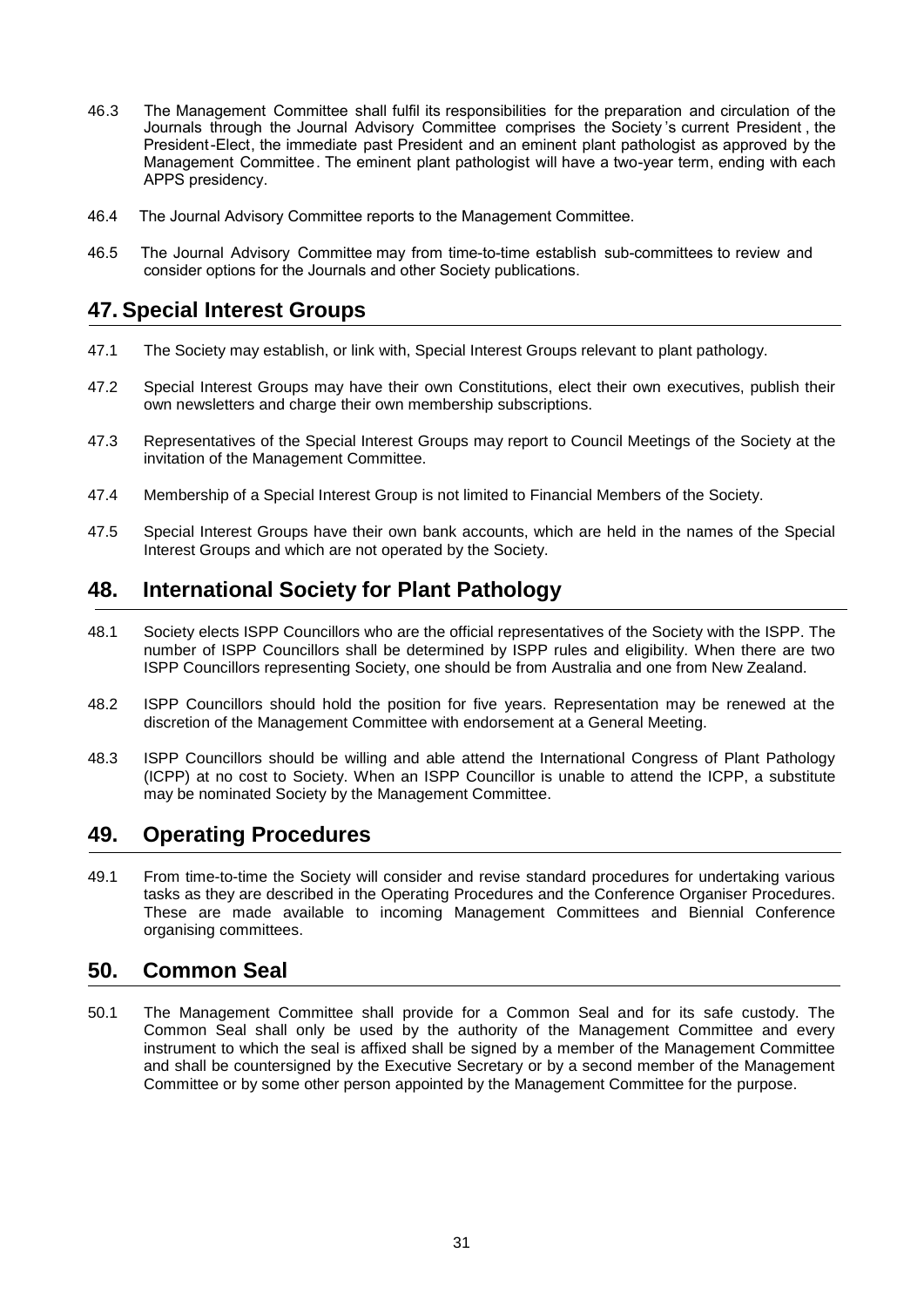46.3 The Management Committee shall fulfil its responsibilities for the preparation and circulation of the Journals through the Journal Advisory Committee comprises the Society's current President, the President-Elect, the immediate past President and an eminent plant pathologist as approved by the Management Committee. The eminent plant pathologist will have a two-year term, ending with each APPS presidency.

46.4 The Journal Advisory Committee reports to the Management Committee.

46.5 The Journal Advisory Committee may from time-to-time establish sub-committees to review and consider options for the Journals and other Society publications.

## 47. Special Interest Groups

47.1 The Society may establish, or link with, Special Interest Groups relevant to plant pathology.

47.2 Special Interest Groups may have their own Constitutions, elect their own executives, publish their own newsletters and charge their own membership subscriptions.

47.3 Representatives of the Special Interest Groups may report to Council Meetings of the Society at the invitation of the Management Committee.

47.4 Membership of a Special Interest Group is not limited to Financial Members of the Society.

47.5 Special Interest Groups have their own bank accounts, which are held in the names of the Special Interest Groups and which are not operated by the Society.

## 48. International Society for Plant Pathology

48.1 Society elects ISPP Councillors who are the official representatives of the Society with the ISPP. The number of ISPP Councillors shall be determined by ISPP rules and eligibility. When there are two ISPP Councillors representing Society, one should be from Australia and one from New Zealand.

48.2 ISPP Councillors should hold the position for five years. Representation may be renewed at the discretion of the Management Committee with endorsement at a General Meeting.

48.3 ISPP Councillors should be willing and able attend the International Congress of Plant Pathology (ICPP) at no cost to Society. When an ISPP Councillor is unable to attend the ICPP, a substitute may be nominated Society by the Management Committee.

## 49. Operating Procedures

49.1 From time-to-time the Society will consider and revise standard procedures for undertaking various tasks as they are described in the Operating Procedures and the Conference Organiser Procedures. These are made available to incoming Management Committees and Biennial Conference organising committees.

## 50. Common Seal

50.1 The Management Committee shall provide for a Common Seal and for its safe custody. The Common Seal shall only be used by the authority of the Management Committee and every instrument to which the seal is affixed shall be signed by a member of the Management Committee and shall be countersigned by the Executive Secretary or by a second member of the Management Committee or by some other person appointed by the Management Committee for the purpose.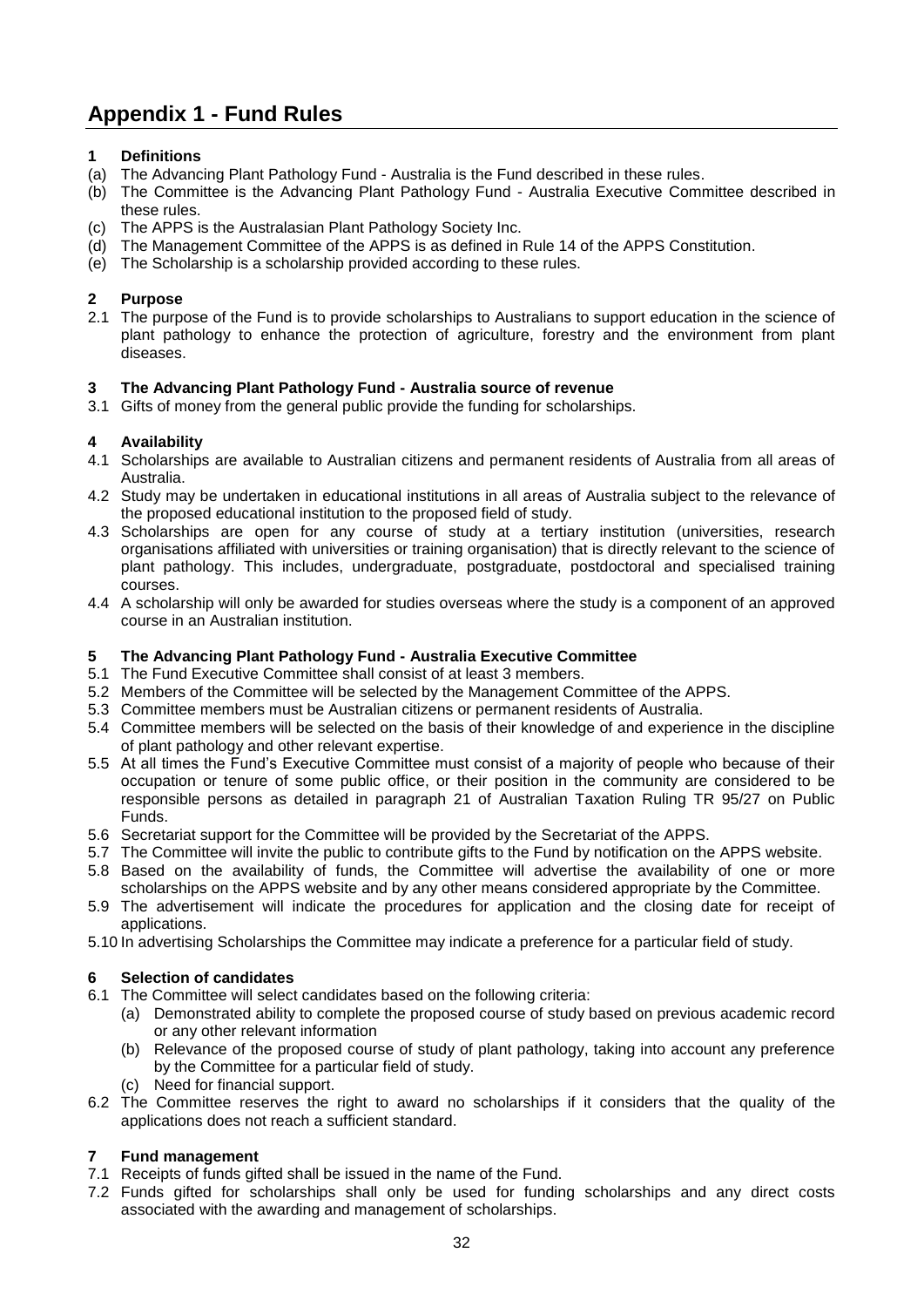# Appendix 1 - Fund Rules

## 1 Definitions

(a) The Advancing Plant Pathology Fund - Australia is the Fund described in these rules.

(b) The Committee is the Advancing Plant Pathology Fund - Australia Executive Committee described in these rules.

(c) The APPS is the Australasian Plant Pathology Society Inc.

(d) The Management Committee of the APPS is as defined in Rule 14 of the APPS Constitution.

(e) The Scholarship is a scholarship provided according to these rules.

## 2 Purpose

2.1 The purpose of the Fund is to provide scholarships to Australians to support education in the science of plant pathology to enhance the protection of agriculture, forestry and the environment from plant diseases.

## 3 The Advancing Plant Pathology Fund - Australia source of revenue

3.1 Gifts of money from the general public provide the funding for scholarships.

## 4 Availability

4.1 Scholarships are available to Australian citizens and permanent residents of Australia from all areas of Australia.

4.2 Study may be undertaken in educational institutions in all areas of Australia subject to the relevance of the proposed educational institution to the proposed field of study.

4.3 Scholarships are open for any course of study at a tertiary institution (universities, research organisations affiliated with universities or training organisation) that is directly relevant to the science of plant pathology. This includes, undergraduate, postgraduate, postdoctoral and specialised training courses.

4.4 A scholarship will only be awarded for studies overseas where the study is a component of an approved course in an Australian institution.

## 5 The Advancing Plant Pathology Fund - Australia Executive Committee

5.1 The Fund Executive Committee shall consist of at least 3 members.

5.2 Members of the Committee will be selected by the Management Committee of the APPS.

5.3 Committee members must be Australian citizens or permanent residents of Australia.

5.4 Committee members will be selected on the basis of their knowledge of and experience in the discipline of plant pathology and other relevant expertise.

5.5 At all times the Fund's Executive Committee must consist of a majority of people who because of their occupation or tenure of some public office, or their position in the community are considered to be responsible persons as detailed in paragraph 21 of Australian Taxation Ruling TR 95/27 on Public Funds.

5.6 Secretariat support for the Committee will be provided by the Secretariat of the APPS.

5.7 The Committee will invite the public to contribute gifts to the Fund by notification on the APPS website.

5.8 Based on the availability of funds, the Committee will advertise the availability of one or more scholarships on the APPS website and by any other means considered appropriate by the Committee.

5.9 The advertisement will indicate the procedures for application and the closing date for receipt of applications.

5.10 In advertising Scholarships the Committee may indicate a preference for a particular field of study.

## 6 Selection of candidates

6.1 The Committee will select candidates based on the following criteria:

(a) Demonstrated ability to complete the proposed course of study based on previous academic record or any other relevant information

(b) Relevance of the proposed course of study of plant pathology, taking into account any preference by the Committee for a particular field of study.

(c) Need for financial support.

6.2 The Committee reserves the right to award no scholarships if it considers that the quality of the applications does not reach a sufficient standard.

## 7 Fund management

7.1 Receipts of funds gifted shall be issued in the name of the Fund.

7.2 Funds gifted for scholarships shall only be used for funding scholarships and any direct costs associated with the awarding and management of scholarships.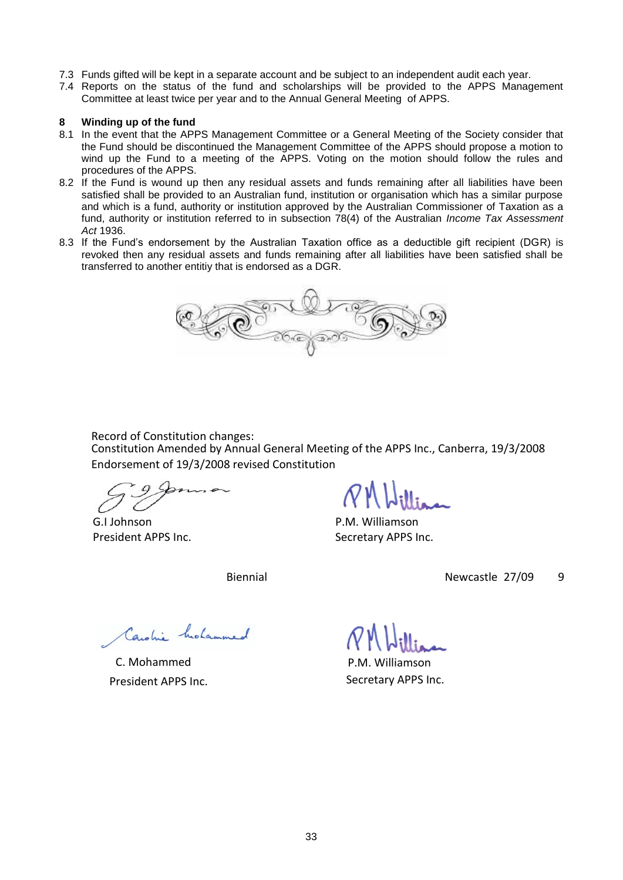7.3 Funds gifted will be kept in a separate account and be subject to an independent audit each year.

7.4 Reports on the status of the fund and scholarships will be provided to the APPS Management Committee at least twice per year and to the Annual General Meeting of APPS.

## 8 Winding up of the fund

8.1 In the event that the APPS Management Committee or a General Meeting of the Society consider that the Fund should be discontinued the Management Committee of the APPS should propose a motion to wind up the Fund to a meeting of the APPS. Voting on the motion should follow the rules and procedures of the APPS.

8.2 If the Fund is wound up then any residual assets and funds remaining after all liabilities have been satisfied shall be provided to an Australian fund, institution or organisation which has a similar purpose and which is a fund, authority or institution approved by the Australian Commissioner of Taxation as a fund, authority or institution referred to in subsection 78(4) of the Australian *Income Tax Assessment Act* 1936.

8.3 If the Fund's endorsement by the Australian Taxation office as a deductible gift recipient (DGR) is revoked then any residual assets and funds remaining after all liabilities have been satisfied shall be transferred to another entitiy that is endorsed as a DGR.

Record of Constitution changes:
Constitution Amended by Annual General Meeting of the APPS Inc., Canberra, 19/3/2008
Endorsement of 19/3/2008 revised Constitution

G.I Johnson
President APPS Inc.

P.M. Williamson
Secretary APPS Inc.

Biennial Newcastle 27/09 9

C. Mohammed
President APPS Inc.

P.M. Williamson
Secretary APPS Inc.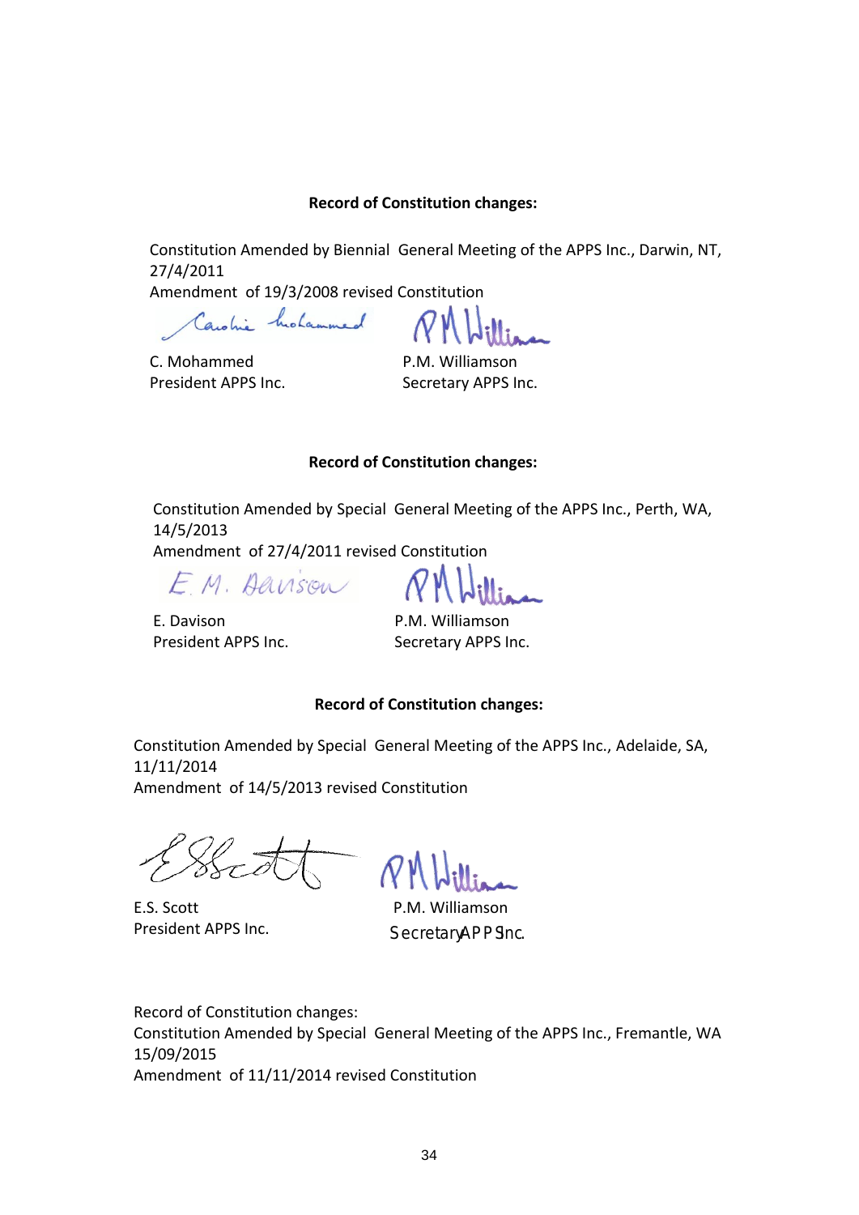**Record of Constitution changes:**

Constitution Amended by Biennial General Meeting of the APPS Inc., Darwin, NT, 27/4/2011
Amendment of 19/3/2008 revised Constitution

C. Mohammed
President APPS Inc.

P.M. Williamson
Secretary APPS Inc.

**Record of Constitution changes:**

Constitution Amended by Special General Meeting of the APPS Inc., Perth, WA, 14/5/2013
Amendment of 27/4/2011 revised Constitution

E. Davison
President APPS Inc.

P.M. Williamson
Secretary APPS Inc.

**Record of Constitution changes:**

Constitution Amended by Special General Meeting of the APPS Inc., Adelaide, SA, 11/11/2014
Amendment of 14/5/2013 revised Constitution

E.S. Scott
President APPS Inc.

P.M. Williamson
Secretary APPS Inc.

Record of Constitution changes:
Constitution Amended by Special General Meeting of the APPS Inc., Fremantle, WA 15/09/2015
Amendment of 11/11/2014 revised Constitution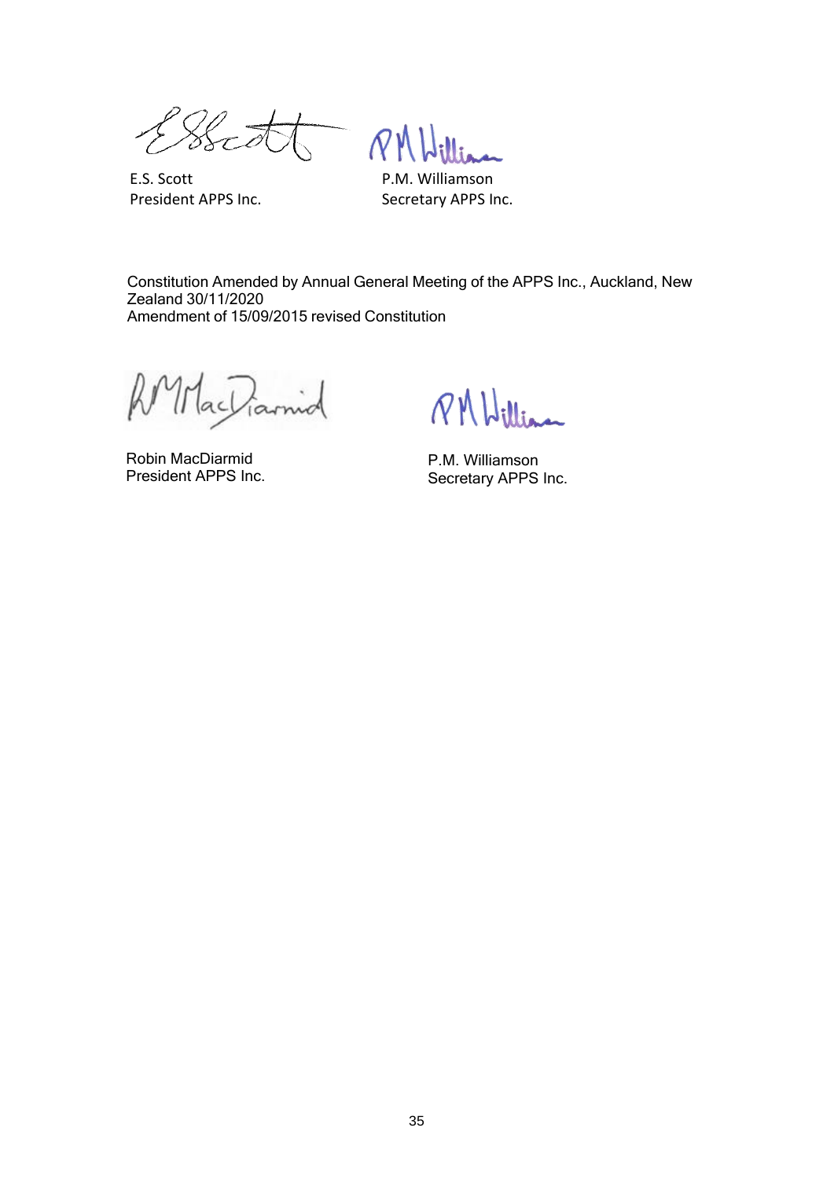E.S. Scott
President APPS Inc.

P.M. Williamson
Secretary APPS Inc.

Constitution Amended by Annual General Meeting of the APPS Inc., Auckland, New Zealand 30/11/2020
Amendment of 15/09/2015 revised Constitution

Robin MacDiarmid
President APPS Inc.

P.M. Williamson
Secretary APPS Inc.